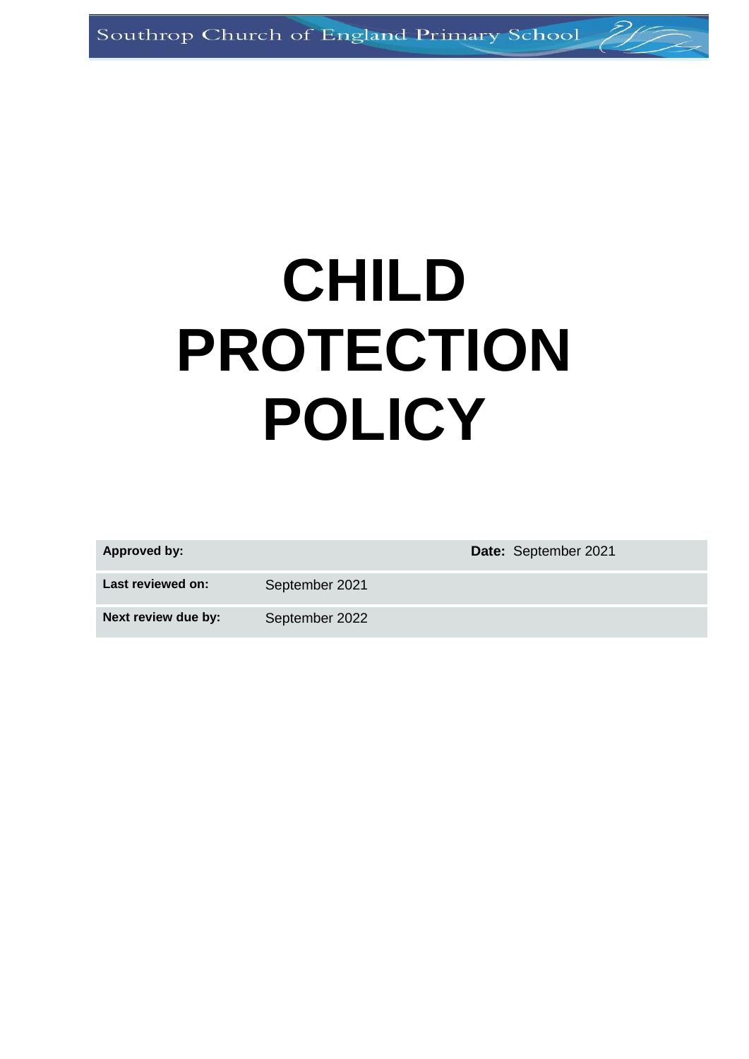Southrop Church of England Primary School

# CHILD PROTECTION POLICY

| | | | |
|---|---|---|---|
| **Approved by:** | | **Date:** | September 2021 |
| **Last reviewed on:** | September 2021 | | |
| **Next review due by:** | September 2022 | | |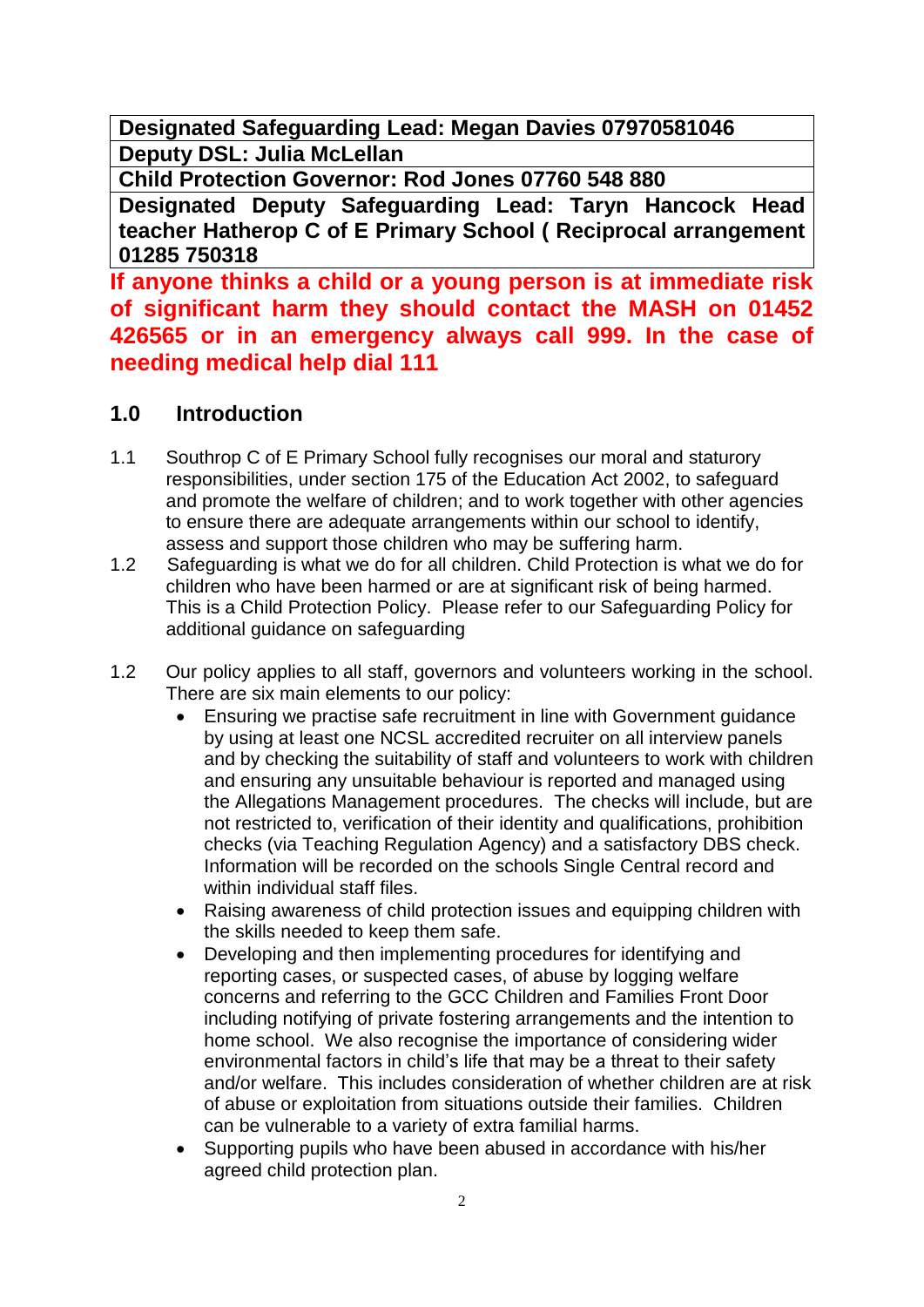| Designated Safeguarding Lead: Megan Davies 07970581046 |
| --- |
| Deputy DSL: Julia McLellan |
| Child Protection Governor: Rod Jones 07760 548 880 |
| Designated Deputy Safeguarding Lead: Taryn Hancock Head teacher Hatherop C of E Primary School ( Reciprocal arrangement 01285 750318 |

**If anyone thinks a child or a young person is at immediate risk of significant harm they should contact the MASH on 01452 426565 or in an emergency always call 999. In the case of needing medical help dial 111**

## 1.0 Introduction

1.1 Southrop C of E Primary School fully recognises our moral and staturory responsibilities, under section 175 of the Education Act 2002, to safeguard and promote the welfare of children; and to work together with other agencies to ensure there are adequate arrangements within our school to identify, assess and support those children who may be suffering harm.

1.2 Safeguarding is what we do for all children. Child Protection is what we do for children who have been harmed or are at significant risk of being harmed. This is a Child Protection Policy. Please refer to our Safeguarding Policy for additional guidance on safeguarding

1.2 Our policy applies to all staff, governors and volunteers working in the school. There are six main elements to our policy:

- Ensuring we practise safe recruitment in line with Government guidance by using at least one NCSL accredited recruiter on all interview panels and by checking the suitability of staff and volunteers to work with children and ensuring any unsuitable behaviour is reported and managed using the Allegations Management procedures. The checks will include, but are not restricted to, verification of their identity and qualifications, prohibition checks (via Teaching Regulation Agency) and a satisfactory DBS check. Information will be recorded on the schools Single Central record and within individual staff files.
- Raising awareness of child protection issues and equipping children with the skills needed to keep them safe.
- Developing and then implementing procedures for identifying and reporting cases, or suspected cases, of abuse by logging welfare concerns and referring to the GCC Children and Families Front Door including notifying of private fostering arrangements and the intention to home school. We also recognise the importance of considering wider environmental factors in child's life that may be a threat to their safety and/or welfare. This includes consideration of whether children are at risk of abuse or exploitation from situations outside their families. Children can be vulnerable to a variety of extra familial harms.
- Supporting pupils who have been abused in accordance with his/her agreed child protection plan.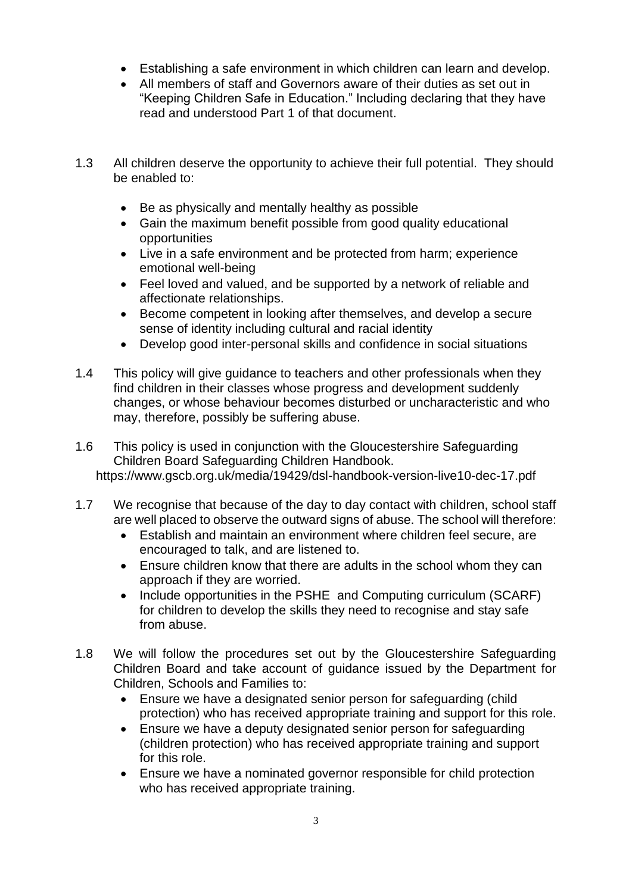- Establishing a safe environment in which children can learn and develop.
- All members of staff and Governors aware of their duties as set out in "Keeping Children Safe in Education." Including declaring that they have read and understood Part 1 of that document.

1.3 All children deserve the opportunity to achieve their full potential. They should be enabled to:

- Be as physically and mentally healthy as possible
- Gain the maximum benefit possible from good quality educational opportunities
- Live in a safe environment and be protected from harm; experience emotional well-being
- Feel loved and valued, and be supported by a network of reliable and affectionate relationships.
- Become competent in looking after themselves, and develop a secure sense of identity including cultural and racial identity
- Develop good inter-personal skills and confidence in social situations

1.4 This policy will give guidance to teachers and other professionals when they find children in their classes whose progress and development suddenly changes, or whose behaviour becomes disturbed or uncharacteristic and who may, therefore, possibly be suffering abuse.

1.6 This policy is used in conjunction with the Gloucestershire Safeguarding Children Board Safeguarding Children Handbook. https://www.gscb.org.uk/media/19429/dsl-handbook-version-live10-dec-17.pdf

1.7 We recognise that because of the day to day contact with children, school staff are well placed to observe the outward signs of abuse. The school will therefore:

- Establish and maintain an environment where children feel secure, are encouraged to talk, and are listened to.
- Ensure children know that there are adults in the school whom they can approach if they are worried.
- Include opportunities in the PSHE and Computing curriculum (SCARF) for children to develop the skills they need to recognise and stay safe from abuse.

1.8 We will follow the procedures set out by the Gloucestershire Safeguarding Children Board and take account of guidance issued by the Department for Children, Schools and Families to:

- Ensure we have a designated senior person for safeguarding (child protection) who has received appropriate training and support for this role.
- Ensure we have a deputy designated senior person for safeguarding (children protection) who has received appropriate training and support for this role.
- Ensure we have a nominated governor responsible for child protection who has received appropriate training.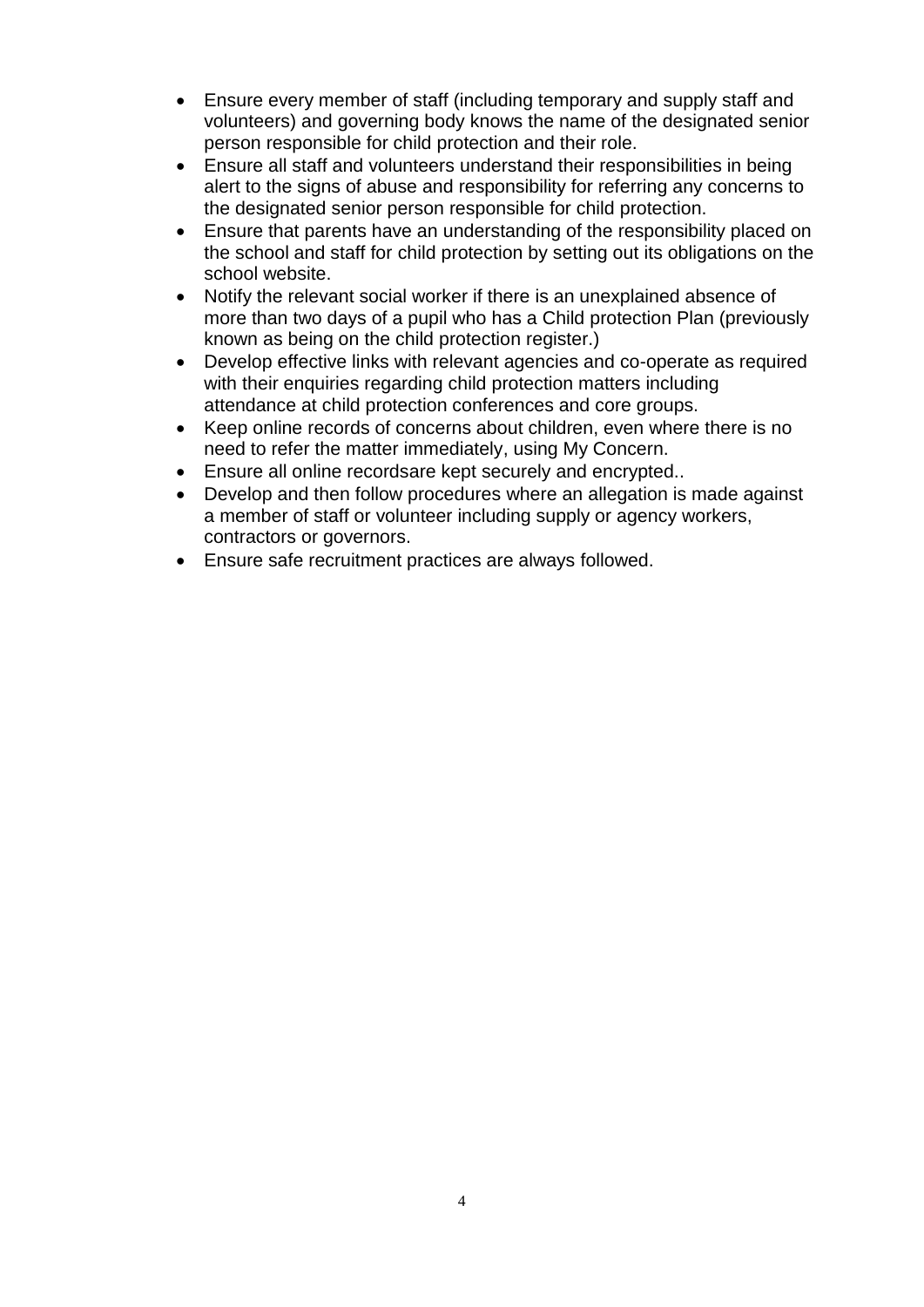- Ensure every member of staff (including temporary and supply staff and volunteers) and governing body knows the name of the designated senior person responsible for child protection and their role.
- Ensure all staff and volunteers understand their responsibilities in being alert to the signs of abuse and responsibility for referring any concerns to the designated senior person responsible for child protection.
- Ensure that parents have an understanding of the responsibility placed on the school and staff for child protection by setting out its obligations on the school website.
- Notify the relevant social worker if there is an unexplained absence of more than two days of a pupil who has a Child protection Plan (previously known as being on the child protection register.)
- Develop effective links with relevant agencies and co-operate as required with their enquiries regarding child protection matters including attendance at child protection conferences and core groups.
- Keep online records of concerns about children, even where there is no need to refer the matter immediately, using My Concern.
- Ensure all online recordsare kept securely and encrypted..
- Develop and then follow procedures where an allegation is made against a member of staff or volunteer including supply or agency workers, contractors or governors.
- Ensure safe recruitment practices are always followed.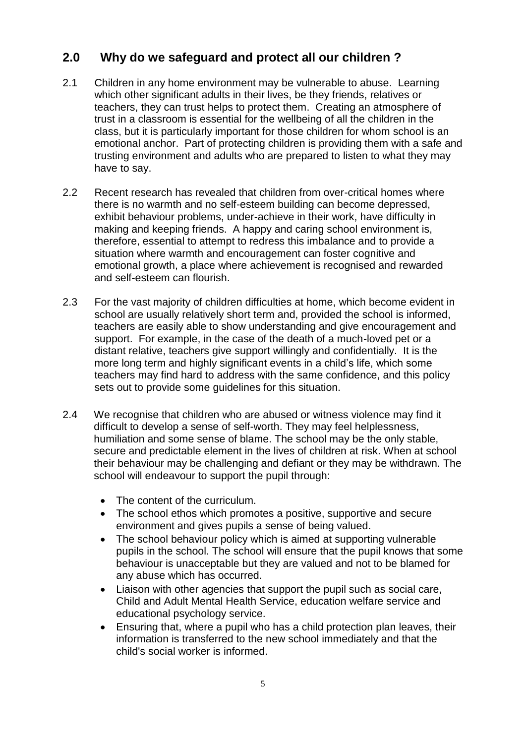## 2.0 Why do we safeguard and protect all our children ?

2.1 Children in any home environment may be vulnerable to abuse. Learning which other significant adults in their lives, be they friends, relatives or teachers, they can trust helps to protect them. Creating an atmosphere of trust in a classroom is essential for the wellbeing of all the children in the class, but it is particularly important for those children for whom school is an emotional anchor. Part of protecting children is providing them with a safe and trusting environment and adults who are prepared to listen to what they may have to say.

2.2 Recent research has revealed that children from over-critical homes where there is no warmth and no self-esteem building can become depressed, exhibit behaviour problems, under-achieve in their work, have difficulty in making and keeping friends. A happy and caring school environment is, therefore, essential to attempt to redress this imbalance and to provide a situation where warmth and encouragement can foster cognitive and emotional growth, a place where achievement is recognised and rewarded and self-esteem can flourish.

2.3 For the vast majority of children difficulties at home, which become evident in school are usually relatively short term and, provided the school is informed, teachers are easily able to show understanding and give encouragement and support. For example, in the case of the death of a much-loved pet or a distant relative, teachers give support willingly and confidentially. It is the more long term and highly significant events in a child's life, which some teachers may find hard to address with the same confidence, and this policy sets out to provide some guidelines for this situation.

2.4 We recognise that children who are abused or witness violence may find it difficult to develop a sense of self-worth. They may feel helplessness, humiliation and some sense of blame. The school may be the only stable, secure and predictable element in the lives of children at risk. When at school their behaviour may be challenging and defiant or they may be withdrawn. The school will endeavour to support the pupil through:

- The content of the curriculum.
- The school ethos which promotes a positive, supportive and secure environment and gives pupils a sense of being valued.
- The school behaviour policy which is aimed at supporting vulnerable pupils in the school. The school will ensure that the pupil knows that some behaviour is unacceptable but they are valued and not to be blamed for any abuse which has occurred.
- Liaison with other agencies that support the pupil such as social care, Child and Adult Mental Health Service, education welfare service and educational psychology service.
- Ensuring that, where a pupil who has a child protection plan leaves, their information is transferred to the new school immediately and that the child's social worker is informed.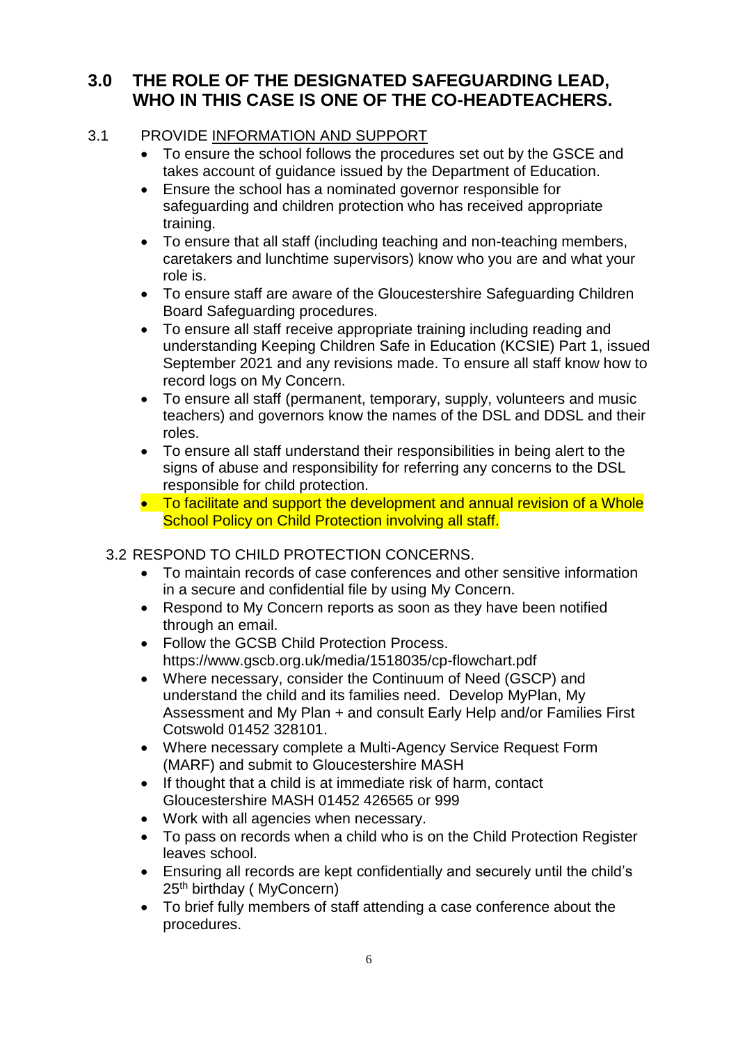## 3.0 THE ROLE OF THE DESIGNATED SAFEGUARDING LEAD, WHO IN THIS CASE IS ONE OF THE CO-HEADTEACHERS.

3.1 PROVIDE INFORMATION AND SUPPORT

- To ensure the school follows the procedures set out by the GSCE and takes account of guidance issued by the Department of Education.
- Ensure the school has a nominated governor responsible for safeguarding and children protection who has received appropriate training.
- To ensure that all staff (including teaching and non-teaching members, caretakers and lunchtime supervisors) know who you are and what your role is.
- To ensure staff are aware of the Gloucestershire Safeguarding Children Board Safeguarding procedures.
- To ensure all staff receive appropriate training including reading and understanding Keeping Children Safe in Education (KCSIE) Part 1, issued September 2021 and any revisions made. To ensure all staff know how to record logs on My Concern.
- To ensure all staff (permanent, temporary, supply, volunteers and music teachers) and governors know the names of the DSL and DDSL and their roles.
- To ensure all staff understand their responsibilities in being alert to the signs of abuse and responsibility for referring any concerns to the DSL responsible for child protection.
- To facilitate and support the development and annual revision of a Whole School Policy on Child Protection involving all staff.

3.2 RESPOND TO CHILD PROTECTION CONCERNS.

- To maintain records of case conferences and other sensitive information in a secure and confidential file by using My Concern.
- Respond to My Concern reports as soon as they have been notified through an email.
- Follow the GCSB Child Protection Process. https://www.gscb.org.uk/media/1518035/cp-flowchart.pdf
- Where necessary, consider the Continuum of Need (GSCP) and understand the child and its families need. Develop MyPlan, My Assessment and My Plan + and consult Early Help and/or Families First Cotswold 01452 328101.
- Where necessary complete a Multi-Agency Service Request Form (MARF) and submit to Gloucestershire MASH
- If thought that a child is at immediate risk of harm, contact Gloucestershire MASH 01452 426565 or 999
- Work with all agencies when necessary.
- To pass on records when a child who is on the Child Protection Register leaves school.
- Ensuring all records are kept confidentially and securely until the child's 25th birthday ( MyConcern)
- To brief fully members of staff attending a case conference about the procedures.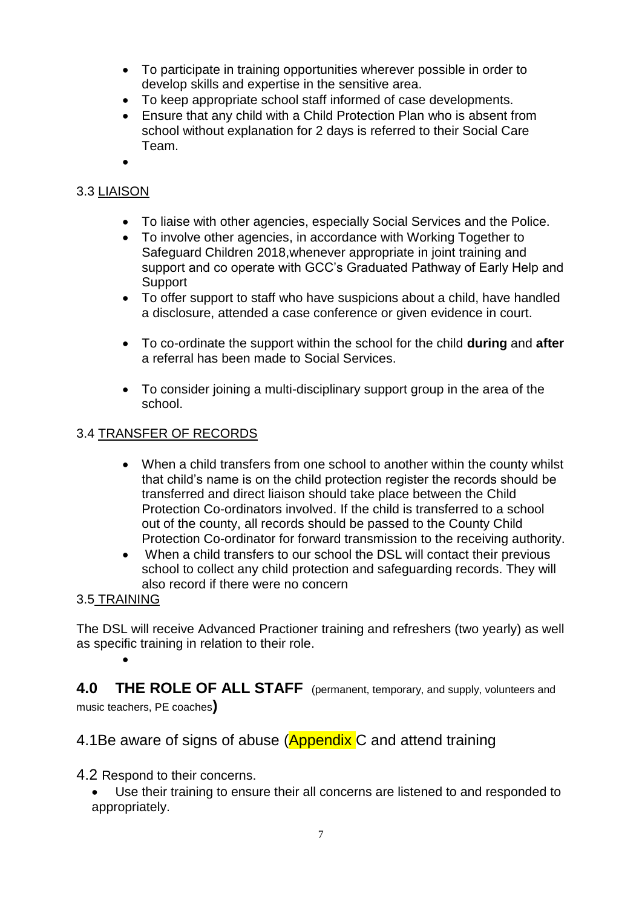- To participate in training opportunities wherever possible in order to develop skills and expertise in the sensitive area.
- To keep appropriate school staff informed of case developments.
- Ensure that any child with a Child Protection Plan who is absent from school without explanation for 2 days is referred to their Social Care Team.

### 3.3 LIAISON

- To liaise with other agencies, especially Social Services and the Police.
- To involve other agencies, in accordance with Working Together to Safeguard Children 2018,whenever appropriate in joint training and support and co operate with GCC's Graduated Pathway of Early Help and Support
- To offer support to staff who have suspicions about a child, have handled a disclosure, attended a case conference or given evidence in court.
- To co-ordinate the support within the school for the child **during** and **after** a referral has been made to Social Services.
- To consider joining a multi-disciplinary support group in the area of the school.

### 3.4 TRANSFER OF RECORDS

- When a child transfers from one school to another within the county whilst that child's name is on the child protection register the records should be transferred and direct liaison should take place between the Child Protection Co-ordinators involved. If the child is transferred to a school out of the county, all records should be passed to the County Child Protection Co-ordinator for forward transmission to the receiving authority.
- When a child transfers to our school the DSL will contact their previous school to collect any child protection and safeguarding records. They will also record if there were no concern

### 3.5 TRAINING

The DSL will receive Advanced Practioner training and refreshers (two yearly) as well as specific training in relation to their role.

## 4.0 THE ROLE OF ALL STAFF (permanent, temporary, and supply, volunteers and music teachers, PE coaches)

### 4.1Be aware of signs of abuse (Appendix C and attend training

### 4.2 Respond to their concerns.

- Use their training to ensure their all concerns are listened to and responded to appropriately.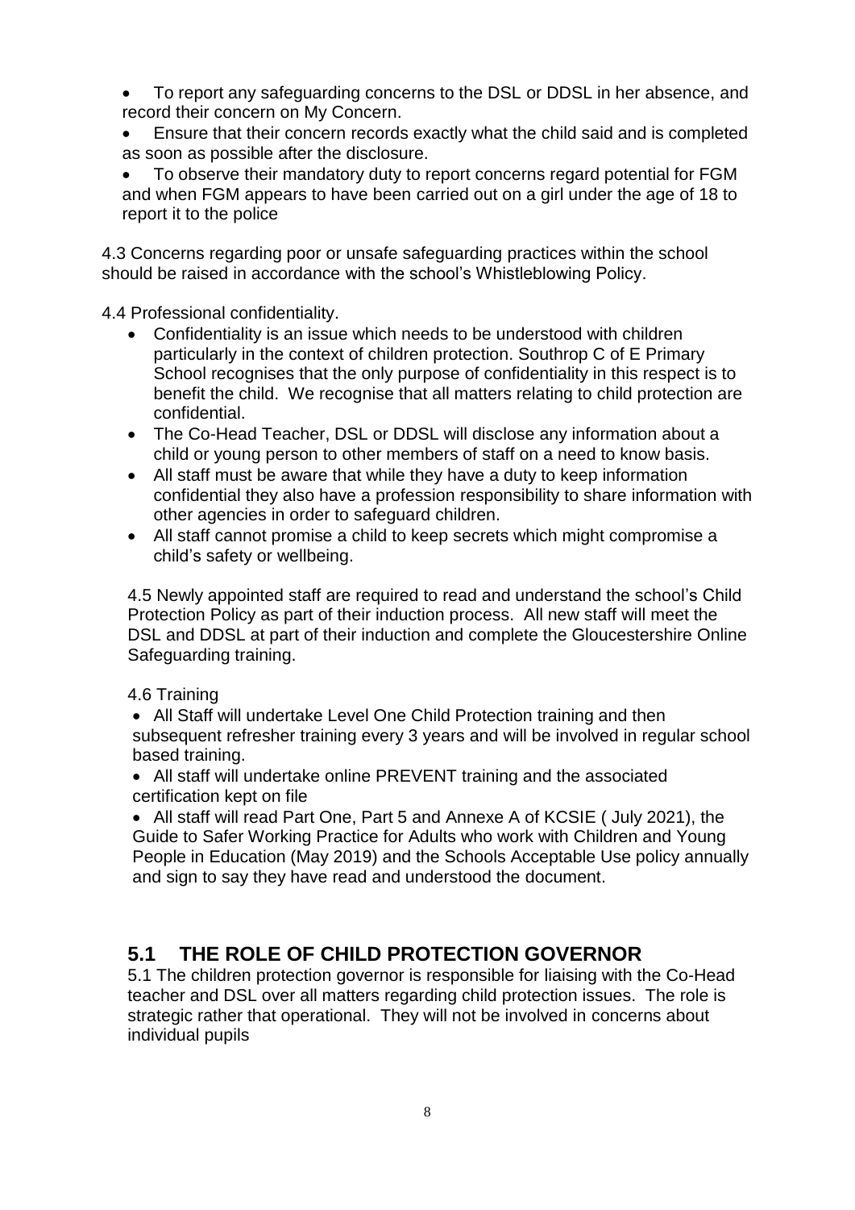- To report any safeguarding concerns to the DSL or DDSL in her absence, and record their concern on My Concern.
- Ensure that their concern records exactly what the child said and is completed as soon as possible after the disclosure.
- To observe their mandatory duty to report concerns regard potential for FGM and when FGM appears to have been carried out on a girl under the age of 18 to report it to the police

4.3 Concerns regarding poor or unsafe safeguarding practices within the school should be raised in accordance with the school's Whistleblowing Policy.

4.4 Professional confidentiality.

- Confidentiality is an issue which needs to be understood with children particularly in the context of children protection. Southrop C of E Primary School recognises that the only purpose of confidentiality in this respect is to benefit the child. We recognise that all matters relating to child protection are confidential.
- The Co-Head Teacher, DSL or DDSL will disclose any information about a child or young person to other members of staff on a need to know basis.
- All staff must be aware that while they have a duty to keep information confidential they also have a profession responsibility to share information with other agencies in order to safeguard children.
- All staff cannot promise a child to keep secrets which might compromise a child's safety or wellbeing.

4.5 Newly appointed staff are required to read and understand the school's Child Protection Policy as part of their induction process. All new staff will meet the DSL and DDSL at part of their induction and complete the Gloucestershire Online Safeguarding training.

4.6 Training

- All Staff will undertake Level One Child Protection training and then subsequent refresher training every 3 years and will be involved in regular school based training.
- All staff will undertake online PREVENT training and the associated certification kept on file
- All staff will read Part One, Part 5 and Annexe A of KCSIE ( July 2021), the Guide to Safer Working Practice for Adults who work with Children and Young People in Education (May 2019) and the Schools Acceptable Use policy annually and sign to say they have read and understood the document.

## 5.1 THE ROLE OF CHILD PROTECTION GOVERNOR

5.1 The children protection governor is responsible for liaising with the Co-Head teacher and DSL over all matters regarding child protection issues. The role is strategic rather that operational. They will not be involved in concerns about individual pupils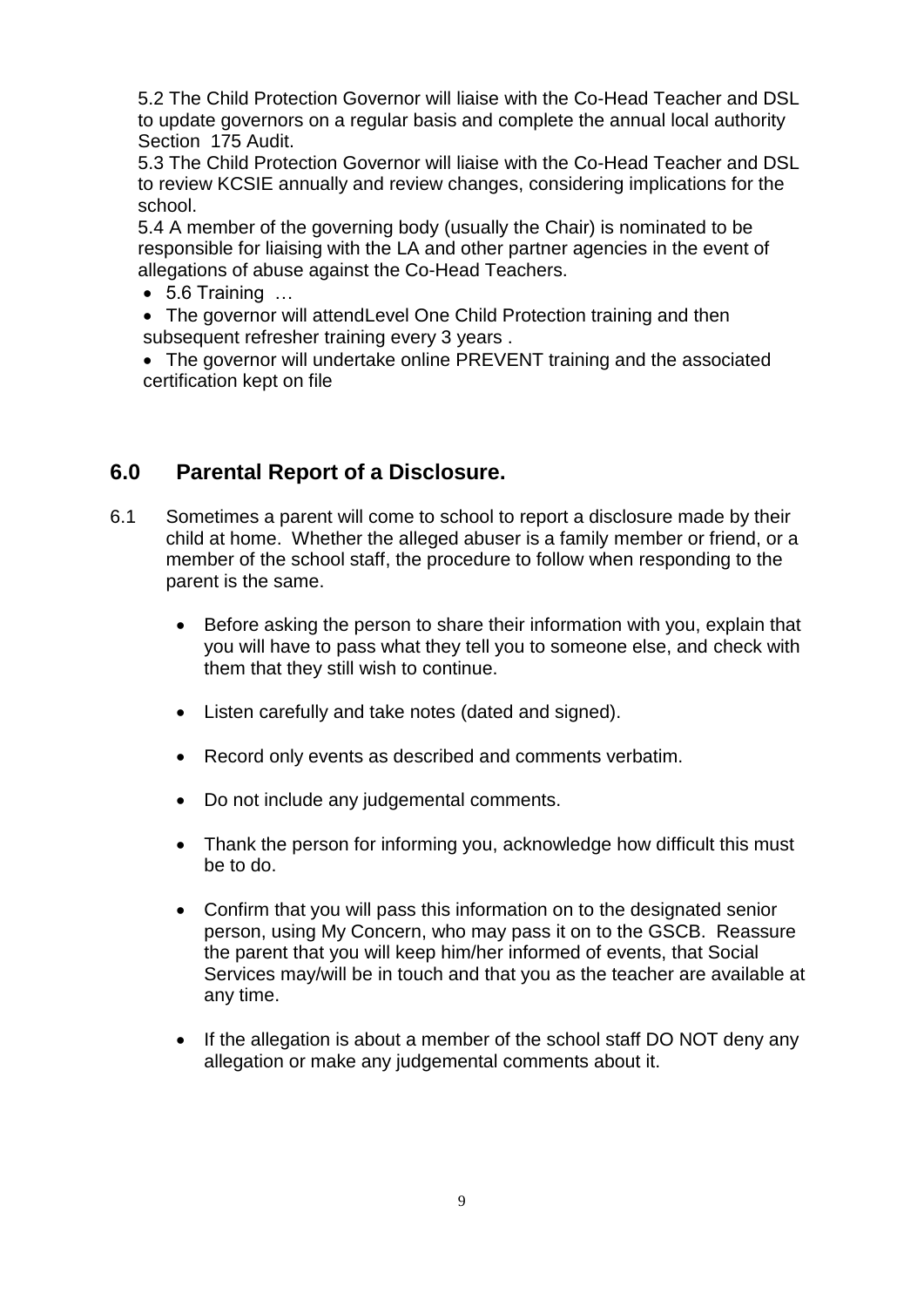5.2 The Child Protection Governor will liaise with the Co-Head Teacher and DSL to update governors on a regular basis and complete the annual local authority Section 175 Audit.

5.3 The Child Protection Governor will liaise with the Co-Head Teacher and DSL to review KCSIE annually and review changes, considering implications for the school.

5.4 A member of the governing body (usually the Chair) is nominated to be responsible for liaising with the LA and other partner agencies in the event of allegations of abuse against the Co-Head Teachers.

- 5.6 Training …
- The governor will attendLevel One Child Protection training and then subsequent refresher training every 3 years .
- The governor will undertake online PREVENT training and the associated certification kept on file

## 6.0 Parental Report of a Disclosure.

6.1 Sometimes a parent will come to school to report a disclosure made by their child at home. Whether the alleged abuser is a family member or friend, or a member of the school staff, the procedure to follow when responding to the parent is the same.

- Before asking the person to share their information with you, explain that you will have to pass what they tell you to someone else, and check with them that they still wish to continue.
- Listen carefully and take notes (dated and signed).
- Record only events as described and comments verbatim.
- Do not include any judgemental comments.
- Thank the person for informing you, acknowledge how difficult this must be to do.
- Confirm that you will pass this information on to the designated senior person, using My Concern, who may pass it on to the GSCB. Reassure the parent that you will keep him/her informed of events, that Social Services may/will be in touch and that you as the teacher are available at any time.
- If the allegation is about a member of the school staff DO NOT deny any allegation or make any judgemental comments about it.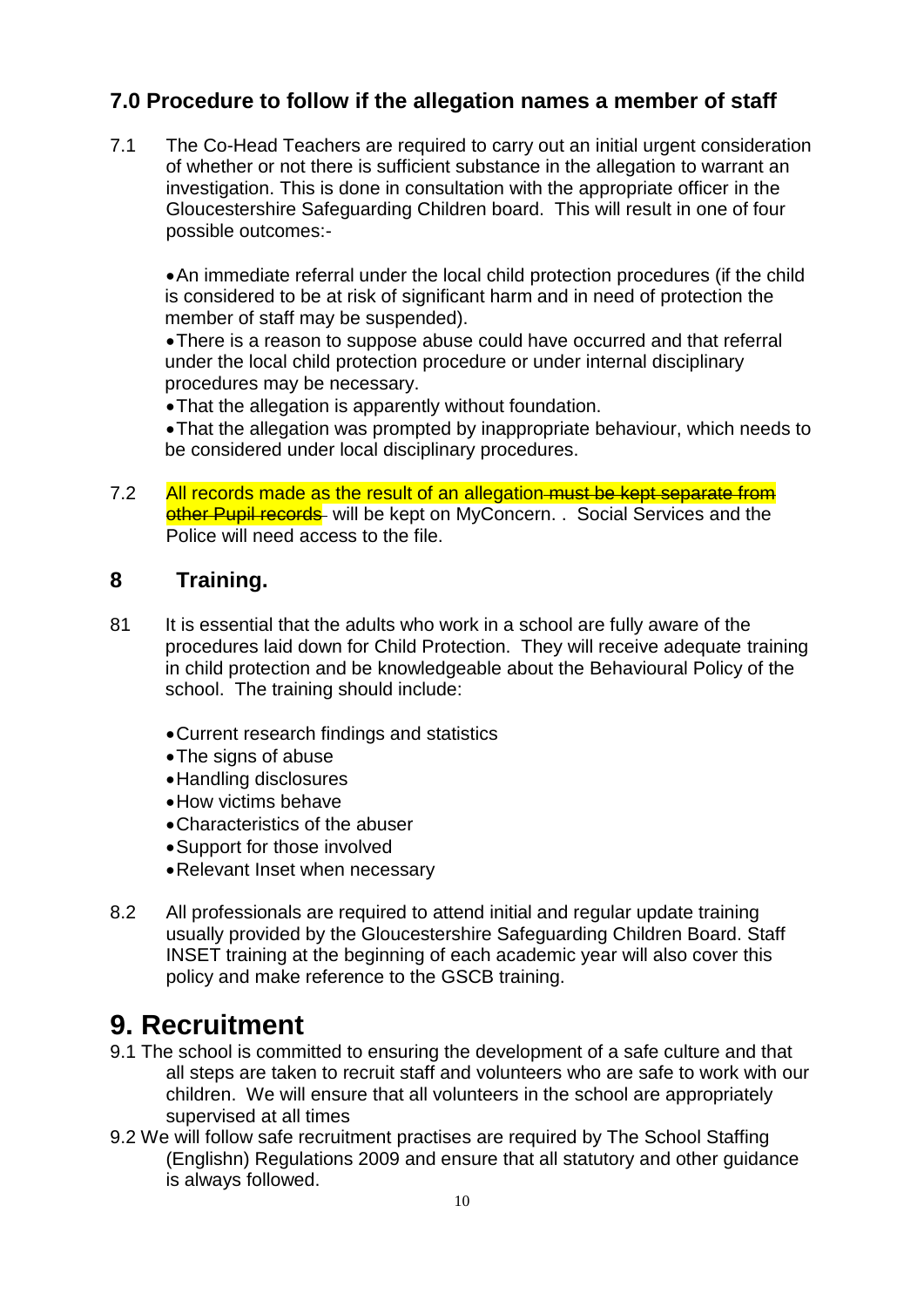## 7.0 Procedure to follow if the allegation names a member of staff

7.1 The Co-Head Teachers are required to carry out an initial urgent consideration of whether or not there is sufficient substance in the allegation to warrant an investigation. This is done in consultation with the appropriate officer in the Gloucestershire Safeguarding Children board. This will result in one of four possible outcomes:-

- An immediate referral under the local child protection procedures (if the child is considered to be at risk of significant harm and in need of protection the member of staff may be suspended).
- There is a reason to suppose abuse could have occurred and that referral under the local child protection procedure or under internal disciplinary procedures may be necessary.
- That the allegation is apparently without foundation.
- That the allegation was prompted by inappropriate behaviour, which needs to be considered under local disciplinary procedures.

7.2 All records made as the result of an allegation ~~must be kept separate from other Pupil records~~ will be kept on MyConcern. . Social Services and the Police will need access to the file.

## 8 Training.

81 It is essential that the adults who work in a school are fully aware of the procedures laid down for Child Protection. They will receive adequate training in child protection and be knowledgeable about the Behavioural Policy of the school. The training should include:

- Current research findings and statistics
- The signs of abuse
- Handling disclosures
- How victims behave
- Characteristics of the abuser
- Support for those involved
- Relevant Inset when necessary

8.2 All professionals are required to attend initial and regular update training usually provided by the Gloucestershire Safeguarding Children Board. Staff INSET training at the beginning of each academic year will also cover this policy and make reference to the GSCB training.

# 9. Recruitment

9.1 The school is committed to ensuring the development of a safe culture and that all steps are taken to recruit staff and volunteers who are safe to work with our children. We will ensure that all volunteers in the school are appropriately supervised at all times

9.2 We will follow safe recruitment practises are required by The School Staffing (Englishn) Regulations 2009 and ensure that all statutory and other guidance is always followed.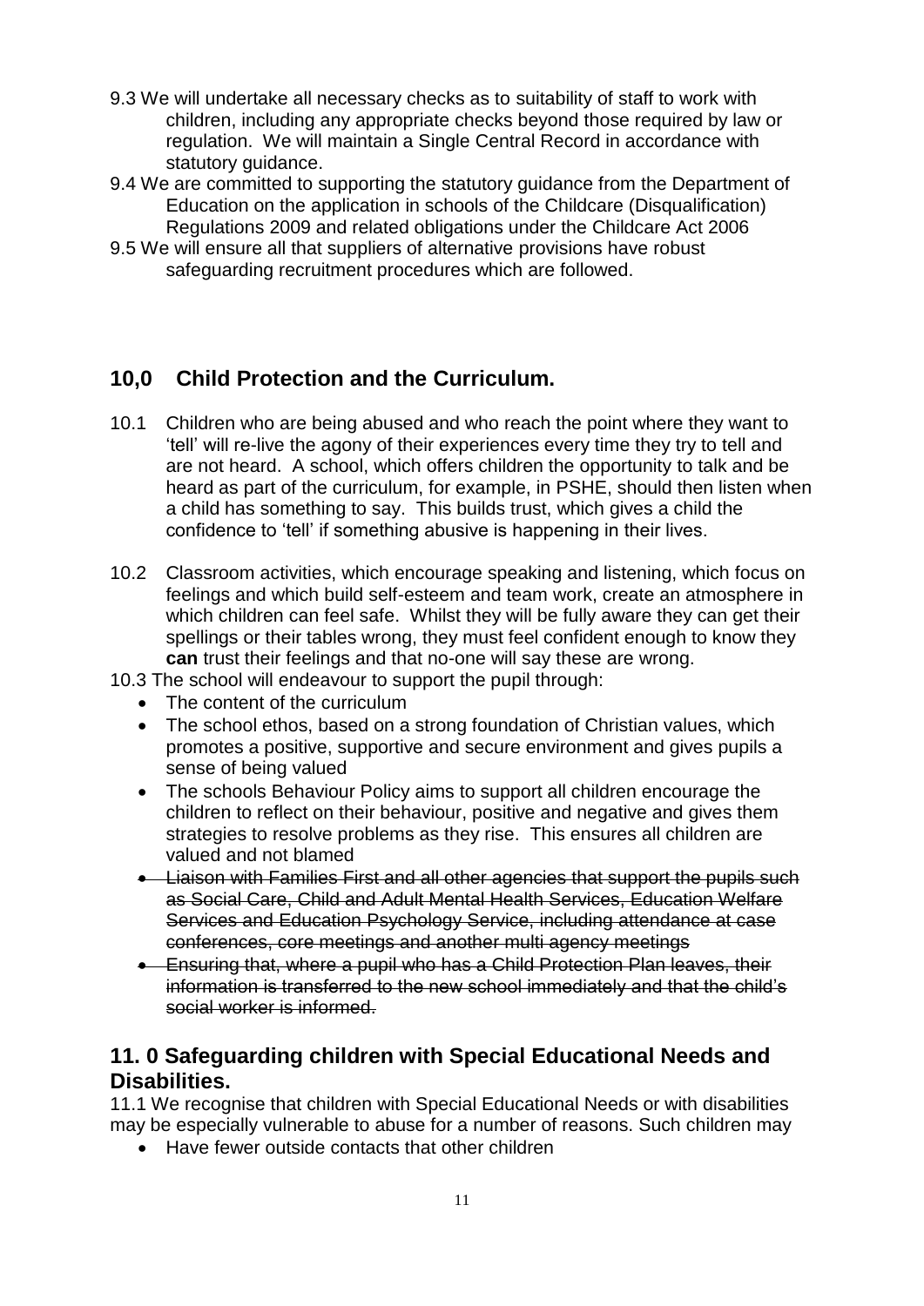9.3 We will undertake all necessary checks as to suitability of staff to work with children, including any appropriate checks beyond those required by law or regulation. We will maintain a Single Central Record in accordance with statutory guidance.

9.4 We are committed to supporting the statutory guidance from the Department of Education on the application in schools of the Childcare (Disqualification) Regulations 2009 and related obligations under the Childcare Act 2006

9.5 We will ensure all that suppliers of alternative provisions have robust safeguarding recruitment procedures which are followed.

## 10,0 Child Protection and the Curriculum.

10.1 Children who are being abused and who reach the point where they want to 'tell' will re-live the agony of their experiences every time they try to tell and are not heard. A school, which offers children the opportunity to talk and be heard as part of the curriculum, for example, in PSHE, should then listen when a child has something to say. This builds trust, which gives a child the confidence to 'tell' if something abusive is happening in their lives.

10.2 Classroom activities, which encourage speaking and listening, which focus on feelings and which build self-esteem and team work, create an atmosphere in which children can feel safe. Whilst they will be fully aware they can get their spellings or their tables wrong, they must feel confident enough to know they **can** trust their feelings and that no-one will say these are wrong.

10.3 The school will endeavour to support the pupil through:

- The content of the curriculum
- The school ethos, based on a strong foundation of Christian values, which promotes a positive, supportive and secure environment and gives pupils a sense of being valued
- The schools Behaviour Policy aims to support all children encourage the children to reflect on their behaviour, positive and negative and gives them strategies to resolve problems as they rise. This ensures all children are valued and not blamed
- ~~Liaison with Families First and all other agencies that support the pupils such as Social Care, Child and Adult Mental Health Services, Education Welfare Services and Education Psychology Service, including attendance at case conferences, core meetings and another multi agency meetings~~
- ~~Ensuring that, where a pupil who has a Child Protection Plan leaves, their information is transferred to the new school immediately and that the child's social worker is informed.~~

## 11. 0 Safeguarding children with Special Educational Needs and Disabilities.

11.1 We recognise that children with Special Educational Needs or with disabilities may be especially vulnerable to abuse for a number of reasons. Such children may

- Have fewer outside contacts that other children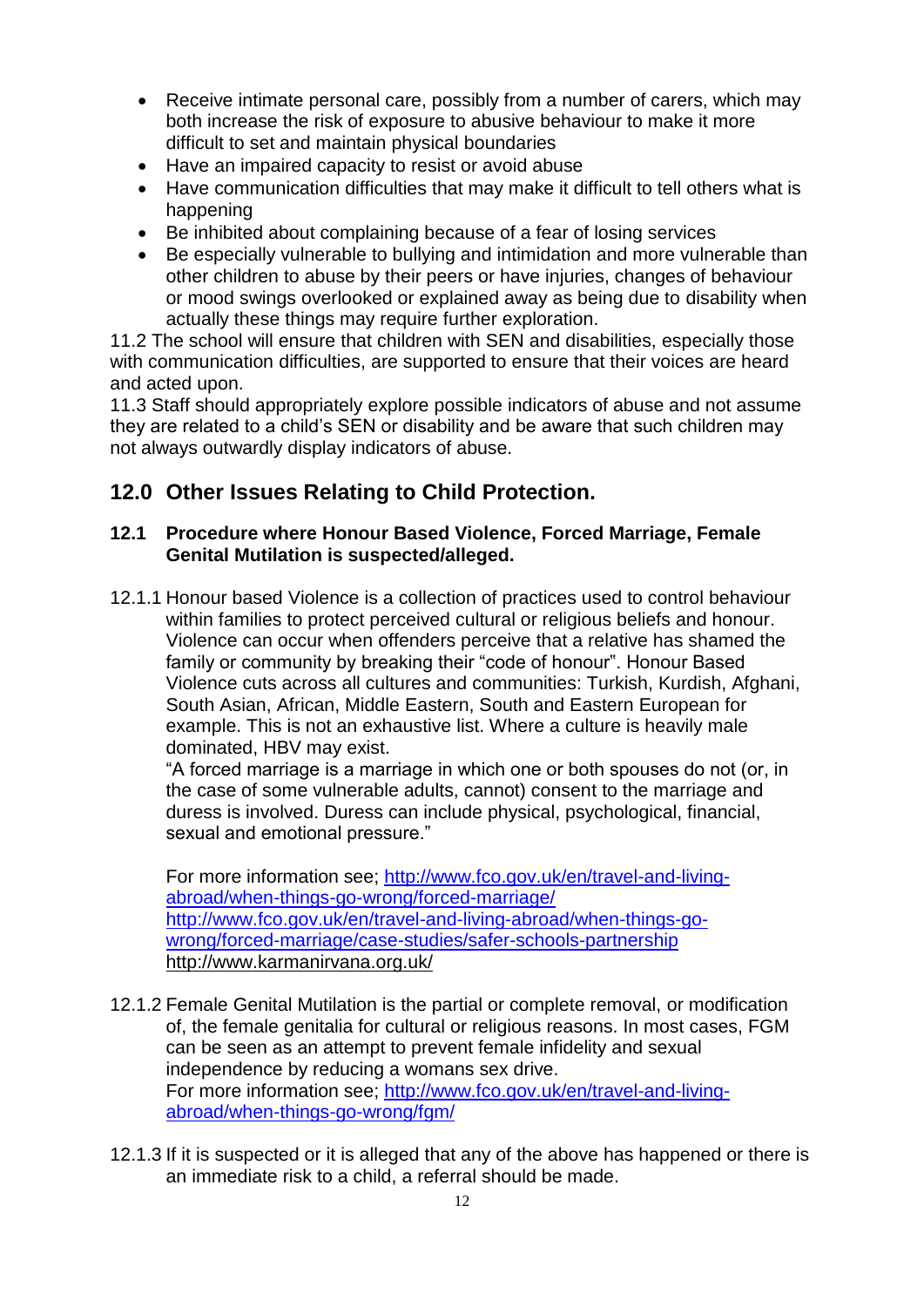- Receive intimate personal care, possibly from a number of carers, which may both increase the risk of exposure to abusive behaviour to make it more difficult to set and maintain physical boundaries
- Have an impaired capacity to resist or avoid abuse
- Have communication difficulties that may make it difficult to tell others what is happening
- Be inhibited about complaining because of a fear of losing services
- Be especially vulnerable to bullying and intimidation and more vulnerable than other children to abuse by their peers or have injuries, changes of behaviour or mood swings overlooked or explained away as being due to disability when actually these things may require further exploration.

11.2 The school will ensure that children with SEN and disabilities, especially those with communication difficulties, are supported to ensure that their voices are heard and acted upon.

11.3 Staff should appropriately explore possible indicators of abuse and not assume they are related to a child's SEN or disability and be aware that such children may not always outwardly display indicators of abuse.

## 12.0 Other Issues Relating to Child Protection.

### 12.1 Procedure where Honour Based Violence, Forced Marriage, Female Genital Mutilation is suspected/alleged.

12.1.1 Honour based Violence is a collection of practices used to control behaviour within families to protect perceived cultural or religious beliefs and honour. Violence can occur when offenders perceive that a relative has shamed the family or community by breaking their "code of honour". Honour Based Violence cuts across all cultures and communities: Turkish, Kurdish, Afghani, South Asian, African, Middle Eastern, South and Eastern European for example. This is not an exhaustive list. Where a culture is heavily male dominated, HBV may exist.

"A forced marriage is a marriage in which one or both spouses do not (or, in the case of some vulnerable adults, cannot) consent to the marriage and duress is involved. Duress can include physical, psychological, financial, sexual and emotional pressure."

For more information see; http://www.fco.gov.uk/en/travel-and-living-abroad/when-things-go-wrong/forced-marriage/
http://www.fco.gov.uk/en/travel-and-living-abroad/when-things-go-wrong/forced-marriage/case-studies/safer-schools-partnership
http://www.karmanirvana.org.uk/

12.1.2 Female Genital Mutilation is the partial or complete removal, or modification of, the female genitalia for cultural or religious reasons. In most cases, FGM can be seen as an attempt to prevent female infidelity and sexual independence by reducing a womans sex drive.
For more information see; http://www.fco.gov.uk/en/travel-and-living-abroad/when-things-go-wrong/fgm/

12.1.3 If it is suspected or it is alleged that any of the above has happened or there is an immediate risk to a child, a referral should be made.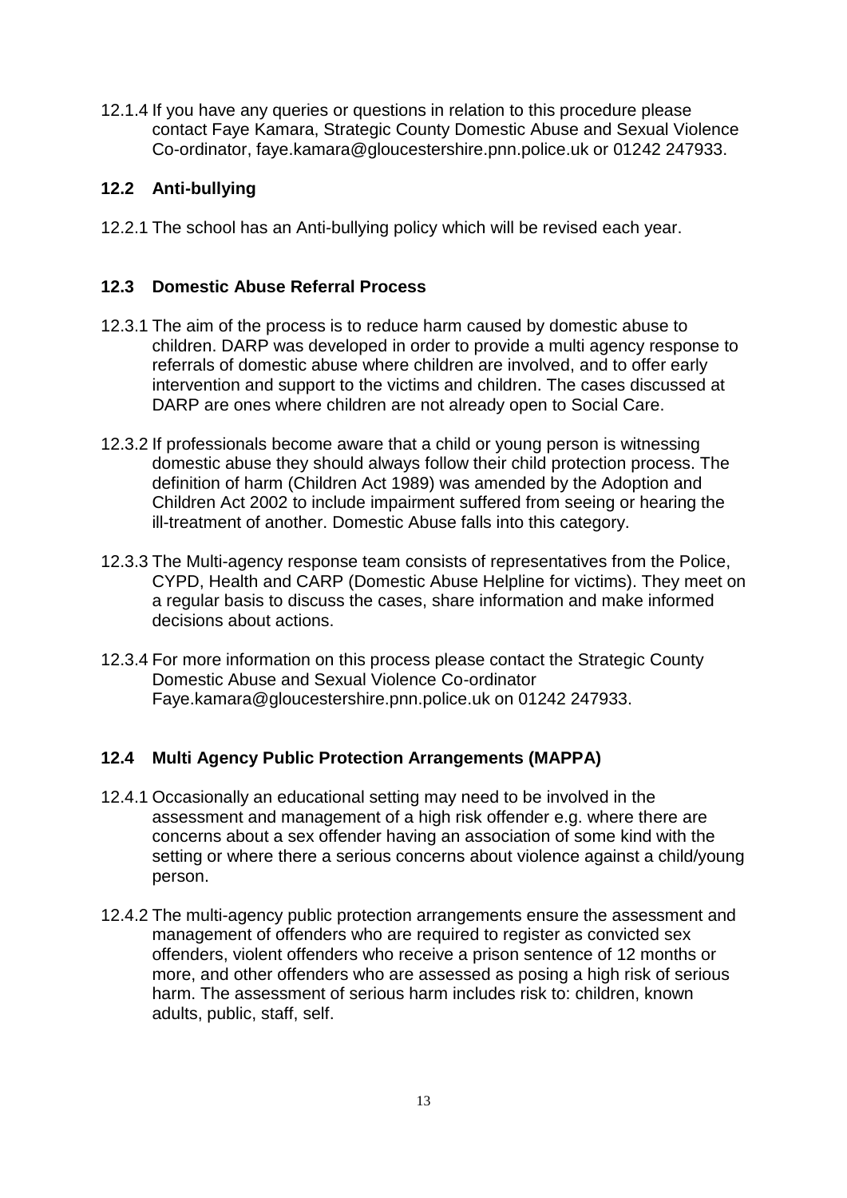12.1.4 If you have any queries or questions in relation to this procedure please contact Faye Kamara, Strategic County Domestic Abuse and Sexual Violence Co-ordinator, faye.kamara@gloucestershire.pnn.police.uk or 01242 247933.

## 12.2 Anti-bullying

12.2.1 The school has an Anti-bullying policy which will be revised each year.

## 12.3 Domestic Abuse Referral Process

12.3.1 The aim of the process is to reduce harm caused by domestic abuse to children. DARP was developed in order to provide a multi agency response to referrals of domestic abuse where children are involved, and to offer early intervention and support to the victims and children. The cases discussed at DARP are ones where children are not already open to Social Care.

12.3.2 If professionals become aware that a child or young person is witnessing domestic abuse they should always follow their child protection process. The definition of harm (Children Act 1989) was amended by the Adoption and Children Act 2002 to include impairment suffered from seeing or hearing the ill-treatment of another. Domestic Abuse falls into this category.

12.3.3 The Multi-agency response team consists of representatives from the Police, CYPD, Health and CARP (Domestic Abuse Helpline for victims). They meet on a regular basis to discuss the cases, share information and make informed decisions about actions.

12.3.4 For more information on this process please contact the Strategic County Domestic Abuse and Sexual Violence Co-ordinator Faye.kamara@gloucestershire.pnn.police.uk on 01242 247933.

## 12.4 Multi Agency Public Protection Arrangements (MAPPA)

12.4.1 Occasionally an educational setting may need to be involved in the assessment and management of a high risk offender e.g. where there are concerns about a sex offender having an association of some kind with the setting or where there a serious concerns about violence against a child/young person.

12.4.2 The multi-agency public protection arrangements ensure the assessment and management of offenders who are required to register as convicted sex offenders, violent offenders who receive a prison sentence of 12 months or more, and other offenders who are assessed as posing a high risk of serious harm. The assessment of serious harm includes risk to: children, known adults, public, staff, self.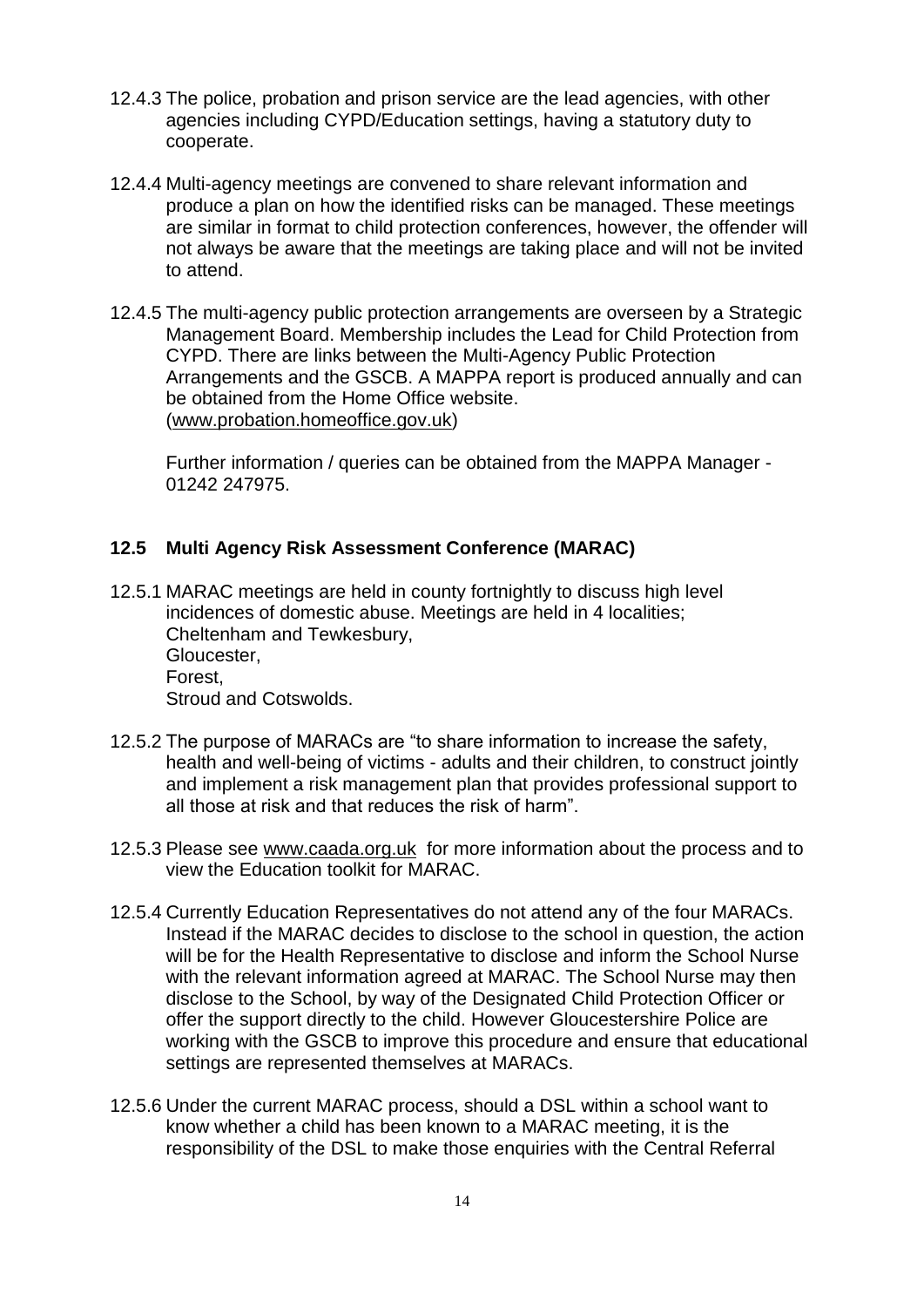12.4.3 The police, probation and prison service are the lead agencies, with other agencies including CYPD/Education settings, having a statutory duty to cooperate.

12.4.4 Multi-agency meetings are convened to share relevant information and produce a plan on how the identified risks can be managed. These meetings are similar in format to child protection conferences, however, the offender will not always be aware that the meetings are taking place and will not be invited to attend.

12.4.5 The multi-agency public protection arrangements are overseen by a Strategic Management Board. Membership includes the Lead for Child Protection from CYPD. There are links between the Multi-Agency Public Protection Arrangements and the GSCB. A MAPPA report is produced annually and can be obtained from the Home Office website. (www.probation.homeoffice.gov.uk)

Further information / queries can be obtained from the MAPPA Manager - 01242 247975.

### 12.5 Multi Agency Risk Assessment Conference (MARAC)

12.5.1 MARAC meetings are held in county fortnightly to discuss high level incidences of domestic abuse. Meetings are held in 4 localities;
Cheltenham and Tewkesbury,
Gloucester,
Forest,
Stroud and Cotswolds.

12.5.2 The purpose of MARACs are "to share information to increase the safety, health and well-being of victims - adults and their children, to construct jointly and implement a risk management plan that provides professional support to all those at risk and that reduces the risk of harm".

12.5.3 Please see www.caada.org.uk for more information about the process and to view the Education toolkit for MARAC.

12.5.4 Currently Education Representatives do not attend any of the four MARACs. Instead if the MARAC decides to disclose to the school in question, the action will be for the Health Representative to disclose and inform the School Nurse with the relevant information agreed at MARAC. The School Nurse may then disclose to the School, by way of the Designated Child Protection Officer or offer the support directly to the child. However Gloucestershire Police are working with the GSCB to improve this procedure and ensure that educational settings are represented themselves at MARACs.

12.5.6 Under the current MARAC process, should a DSL within a school want to know whether a child has been known to a MARAC meeting, it is the responsibility of the DSL to make those enquiries with the Central Referral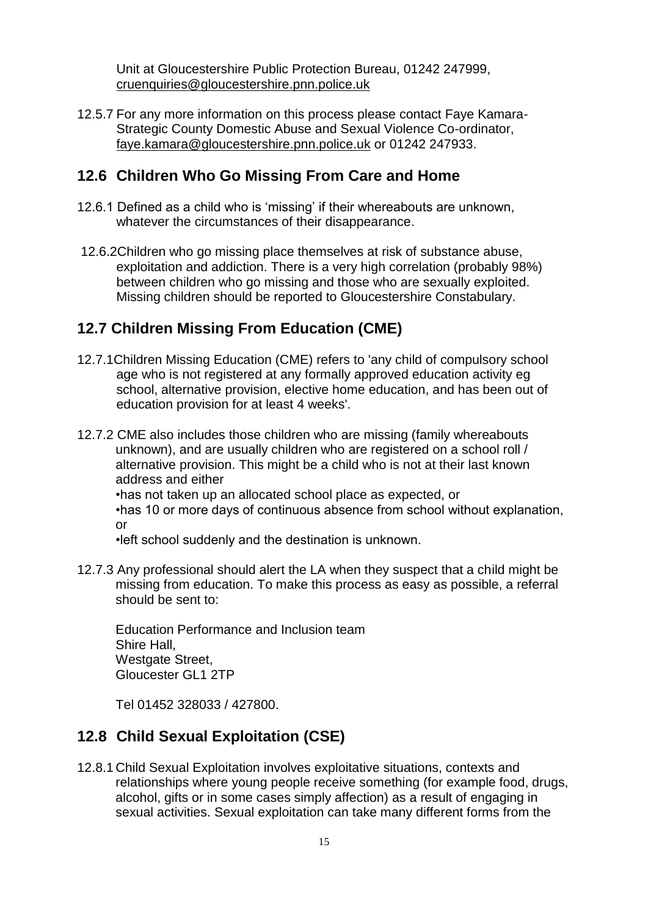Unit at Gloucestershire Public Protection Bureau, 01242 247999, cruenquiries@gloucestershire.pnn.police.uk

12.5.7 For any more information on this process please contact Faye Kamara- Strategic County Domestic Abuse and Sexual Violence Co-ordinator, faye.kamara@gloucestershire.pnn.police.uk or 01242 247933.

## 12.6 Children Who Go Missing From Care and Home

12.6.1 Defined as a child who is 'missing' if their whereabouts are unknown, whatever the circumstances of their disappearance.

12.6.2Children who go missing place themselves at risk of substance abuse, exploitation and addiction. There is a very high correlation (probably 98%) between children who go missing and those who are sexually exploited. Missing children should be reported to Gloucestershire Constabulary.

## 12.7 Children Missing From Education (CME)

12.7.1Children Missing Education (CME) refers to 'any child of compulsory school age who is not registered at any formally approved education activity eg school, alternative provision, elective home education, and has been out of education provision for at least 4 weeks'.

12.7.2 CME also includes those children who are missing (family whereabouts unknown), and are usually children who are registered on a school roll / alternative provision. This might be a child who is not at their last known address and either

•has not taken up an allocated school place as expected, or
•has 10 or more days of continuous absence from school without explanation, or
•left school suddenly and the destination is unknown.

12.7.3 Any professional should alert the LA when they suspect that a child might be missing from education. To make this process as easy as possible, a referral should be sent to:

Education Performance and Inclusion team
Shire Hall,
Westgate Street,
Gloucester GL1 2TP

Tel 01452 328033 / 427800.

## 12.8 Child Sexual Exploitation (CSE)

12.8.1 Child Sexual Exploitation involves exploitative situations, contexts and relationships where young people receive something (for example food, drugs, alcohol, gifts or in some cases simply affection) as a result of engaging in sexual activities. Sexual exploitation can take many different forms from the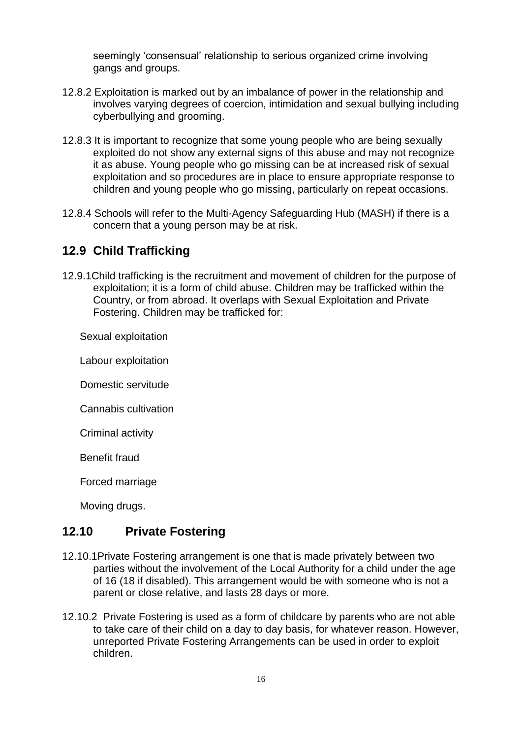seemingly ‘consensual’ relationship to serious organized crime involving gangs and groups.

12.8.2 Exploitation is marked out by an imbalance of power in the relationship and involves varying degrees of coercion, intimidation and sexual bullying including cyberbullying and grooming.

12.8.3 It is important to recognize that some young people who are being sexually exploited do not show any external signs of this abuse and may not recognize it as abuse. Young people who go missing can be at increased risk of sexual exploitation and so procedures are in place to ensure appropriate response to children and young people who go missing, particularly on repeat occasions.

12.8.4 Schools will refer to the Multi-Agency Safeguarding Hub (MASH) if there is a concern that a young person may be at risk.

## 12.9 Child Trafficking

12.9.1Child trafficking is the recruitment and movement of children for the purpose of exploitation; it is a form of child abuse. Children may be trafficked within the Country, or from abroad. It overlaps with Sexual Exploitation and Private Fostering. Children may be trafficked for:

Sexual exploitation

Labour exploitation

Domestic servitude

Cannabis cultivation

Criminal activity

Benefit fraud

Forced marriage

Moving drugs.

## 12.10 Private Fostering

12.10.1Private Fostering arrangement is one that is made privately between two parties without the involvement of the Local Authority for a child under the age of 16 (18 if disabled). This arrangement would be with someone who is not a parent or close relative, and lasts 28 days or more.

12.10.2 Private Fostering is used as a form of childcare by parents who are not able to take care of their child on a day to day basis, for whatever reason. However, unreported Private Fostering Arrangements can be used in order to exploit children.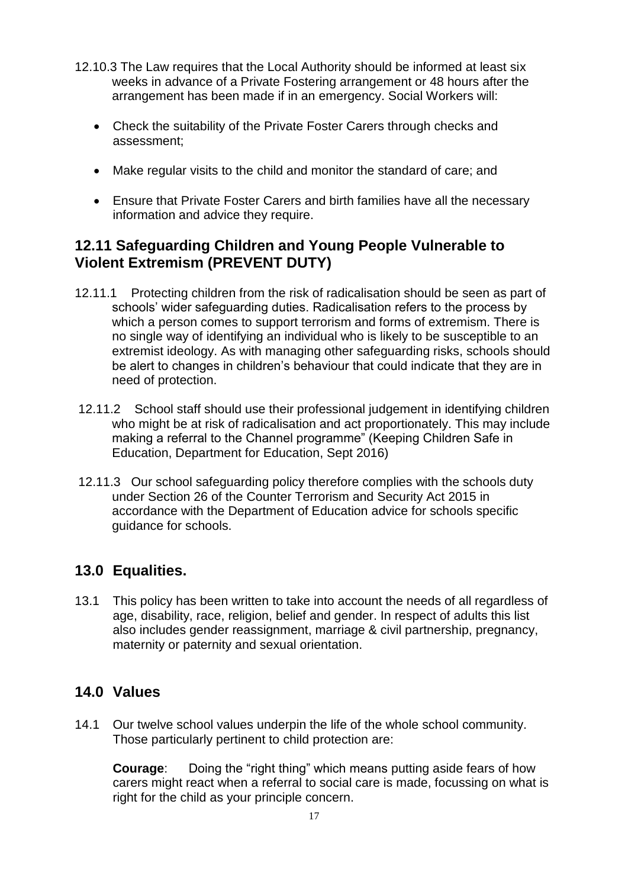12.10.3 The Law requires that the Local Authority should be informed at least six weeks in advance of a Private Fostering arrangement or 48 hours after the arrangement has been made if in an emergency. Social Workers will:

- Check the suitability of the Private Foster Carers through checks and assessment;
- Make regular visits to the child and monitor the standard of care; and
- Ensure that Private Foster Carers and birth families have all the necessary information and advice they require.

## 12.11 Safeguarding Children and Young People Vulnerable to Violent Extremism (PREVENT DUTY)

12.11.1 Protecting children from the risk of radicalisation should be seen as part of schools' wider safeguarding duties. Radicalisation refers to the process by which a person comes to support terrorism and forms of extremism. There is no single way of identifying an individual who is likely to be susceptible to an extremist ideology. As with managing other safeguarding risks, schools should be alert to changes in children's behaviour that could indicate that they are in need of protection.

12.11.2 School staff should use their professional judgement in identifying children who might be at risk of radicalisation and act proportionately. This may include making a referral to the Channel programme" (Keeping Children Safe in Education, Department for Education, Sept 2016)

12.11.3 Our school safeguarding policy therefore complies with the schools duty under Section 26 of the Counter Terrorism and Security Act 2015 in accordance with the Department of Education advice for schools specific guidance for schools.

## 13.0 Equalities.

13.1 This policy has been written to take into account the needs of all regardless of age, disability, race, religion, belief and gender. In respect of adults this list also includes gender reassignment, marriage & civil partnership, pregnancy, maternity or paternity and sexual orientation.

## 14.0 Values

14.1 Our twelve school values underpin the life of the whole school community. Those particularly pertinent to child protection are:

**Courage**: Doing the "right thing" which means putting aside fears of how carers might react when a referral to social care is made, focussing on what is right for the child as your principle concern.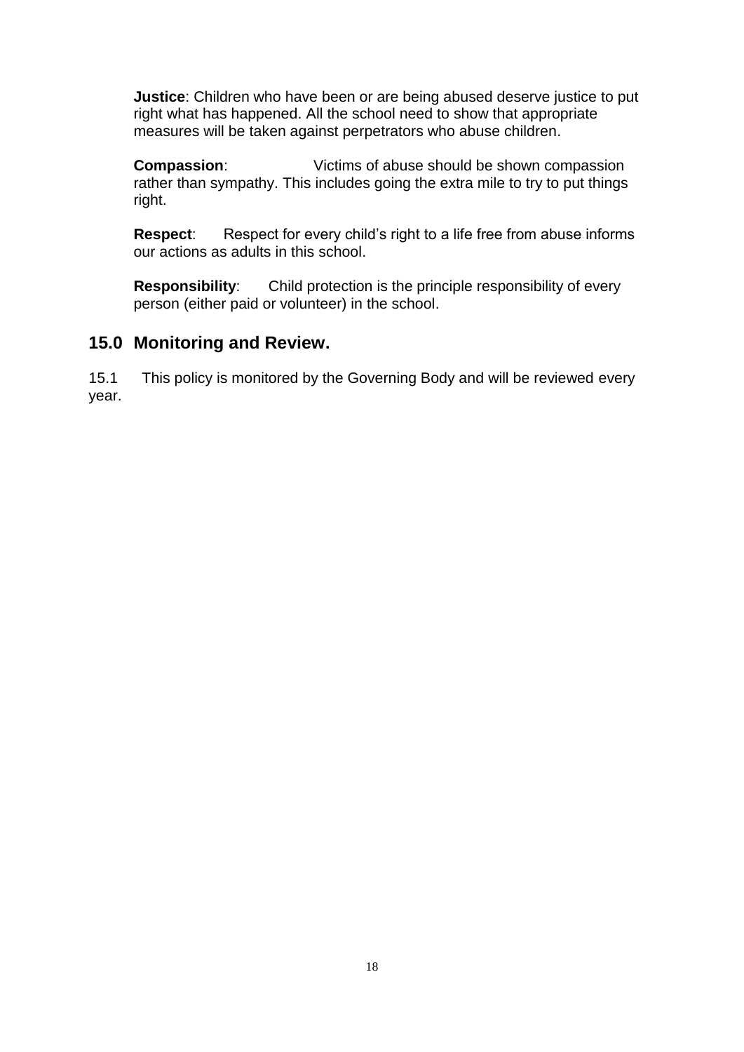**Justice**: Children who have been or are being abused deserve justice to put right what has happened. All the school need to show that appropriate measures will be taken against perpetrators who abuse children.

**Compassion**: Victims of abuse should be shown compassion rather than sympathy. This includes going the extra mile to try to put things right.

**Respect**: Respect for every child's right to a life free from abuse informs our actions as adults in this school.

**Responsibility**: Child protection is the principle responsibility of every person (either paid or volunteer) in the school.

## 15.0 Monitoring and Review.

15.1 This policy is monitored by the Governing Body and will be reviewed every year.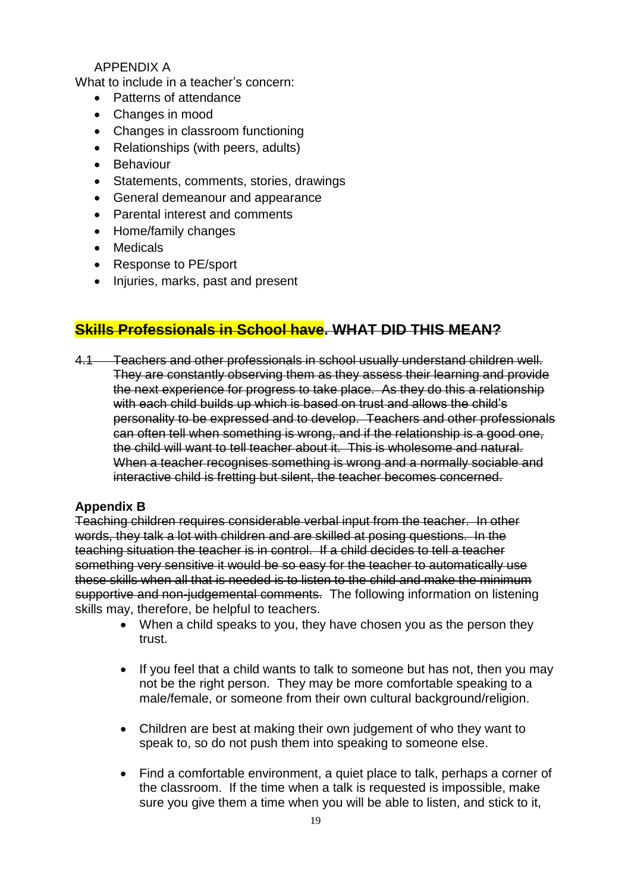APPENDIX A

What to include in a teacher's concern:

- Patterns of attendance
- Changes in mood
- Changes in classroom functioning
- Relationships (with peers, adults)
- Behaviour
- Statements, comments, stories, drawings
- General demeanour and appearance
- Parental interest and comments
- Home/family changes
- Medicals
- Response to PE/sport
- Injuries, marks, past and present

## ~~Skills Professionals in School have. WHAT DID THIS MEAN?~~

~~4.1 Teachers and other professionals in school usually understand children well. They are constantly observing them as they assess their learning and provide the next experience for progress to take place. As they do this a relationship with each child builds up which is based on trust and allows the child's personality to be expressed and to develop. Teachers and other professionals can often tell when something is wrong, and if the relationship is a good one, the child will want to tell teacher about it. This is wholesome and natural. When a teacher recognises something is wrong and a normally sociable and interactive child is fretting but silent, the teacher becomes concerned.~~

**Appendix B**

~~Teaching children requires considerable verbal input from the teacher. In other words, they talk a lot with children and are skilled at posing questions. In the teaching situation the teacher is in control. If a child decides to tell a teacher something very sensitive it would be so easy for the teacher to automatically use these skills when all that is needed is to listen to the child and make the minimum supportive and non-judgemental comments.~~ The following information on listening skills may, therefore, be helpful to teachers.

- When a child speaks to you, they have chosen you as the person they trust.
- If you feel that a child wants to talk to someone but has not, then you may not be the right person. They may be more comfortable speaking to a male/female, or someone from their own cultural background/religion.
- Children are best at making their own judgement of who they want to speak to, so do not push them into speaking to someone else.
- Find a comfortable environment, a quiet place to talk, perhaps a corner of the classroom. If the time when a talk is requested is impossible, make sure you give them a time when you will be able to listen, and stick to it,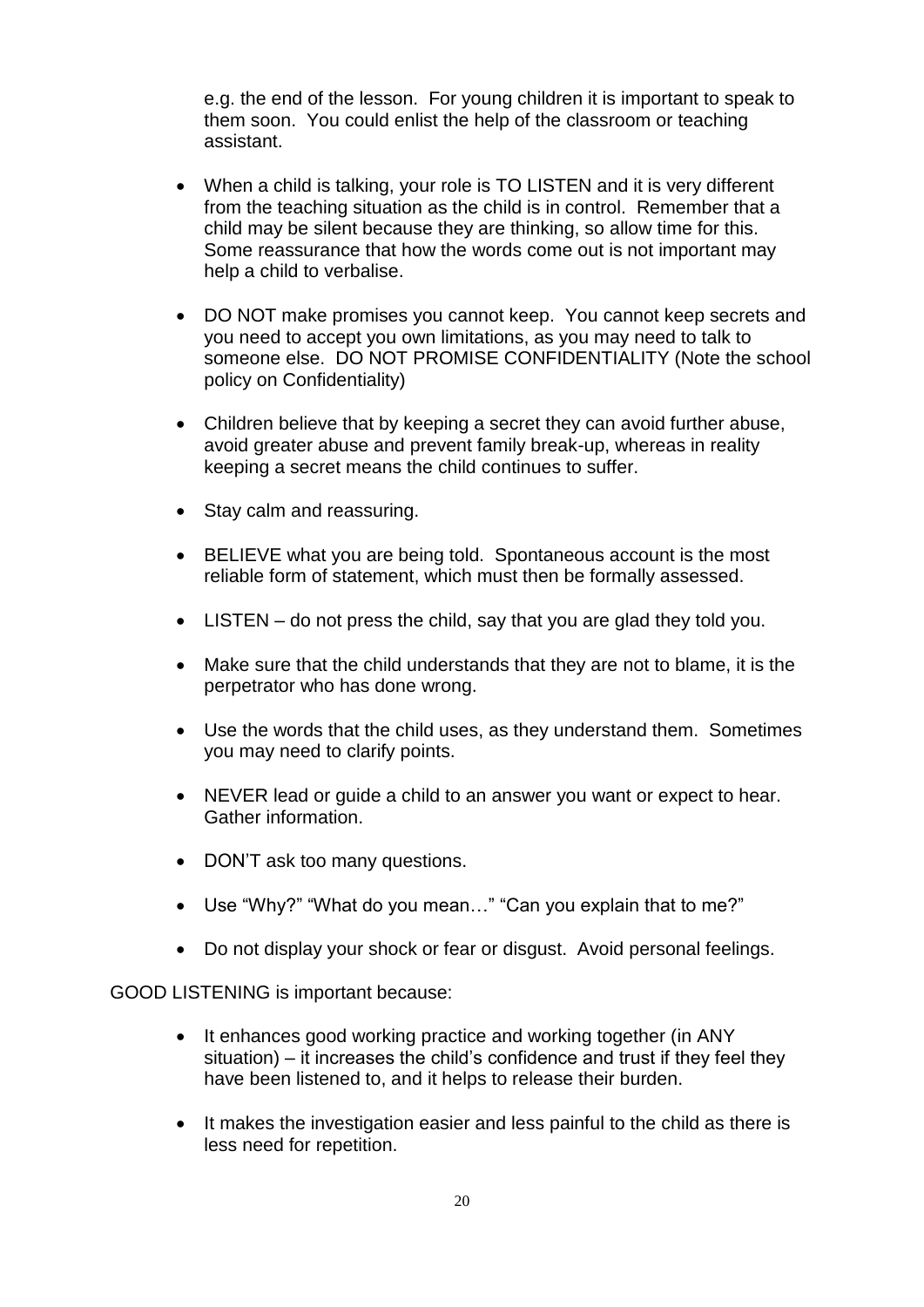e.g. the end of the lesson. For young children it is important to speak to them soon. You could enlist the help of the classroom or teaching assistant.

- When a child is talking, your role is TO LISTEN and it is very different from the teaching situation as the child is in control. Remember that a child may be silent because they are thinking, so allow time for this. Some reassurance that how the words come out is not important may help a child to verbalise.
- DO NOT make promises you cannot keep. You cannot keep secrets and you need to accept you own limitations, as you may need to talk to someone else. DO NOT PROMISE CONFIDENTIALITY (Note the school policy on Confidentiality)
- Children believe that by keeping a secret they can avoid further abuse, avoid greater abuse and prevent family break-up, whereas in reality keeping a secret means the child continues to suffer.
- Stay calm and reassuring.
- BELIEVE what you are being told. Spontaneous account is the most reliable form of statement, which must then be formally assessed.
- LISTEN – do not press the child, say that you are glad they told you.
- Make sure that the child understands that they are not to blame, it is the perpetrator who has done wrong.
- Use the words that the child uses, as they understand them. Sometimes you may need to clarify points.
- NEVER lead or guide a child to an answer you want or expect to hear. Gather information.
- DON'T ask too many questions.
- Use "Why?" "What do you mean…" "Can you explain that to me?"
- Do not display your shock or fear or disgust. Avoid personal feelings.

GOOD LISTENING is important because:

- It enhances good working practice and working together (in ANY situation) – it increases the child's confidence and trust if they feel they have been listened to, and it helps to release their burden.
- It makes the investigation easier and less painful to the child as there is less need for repetition.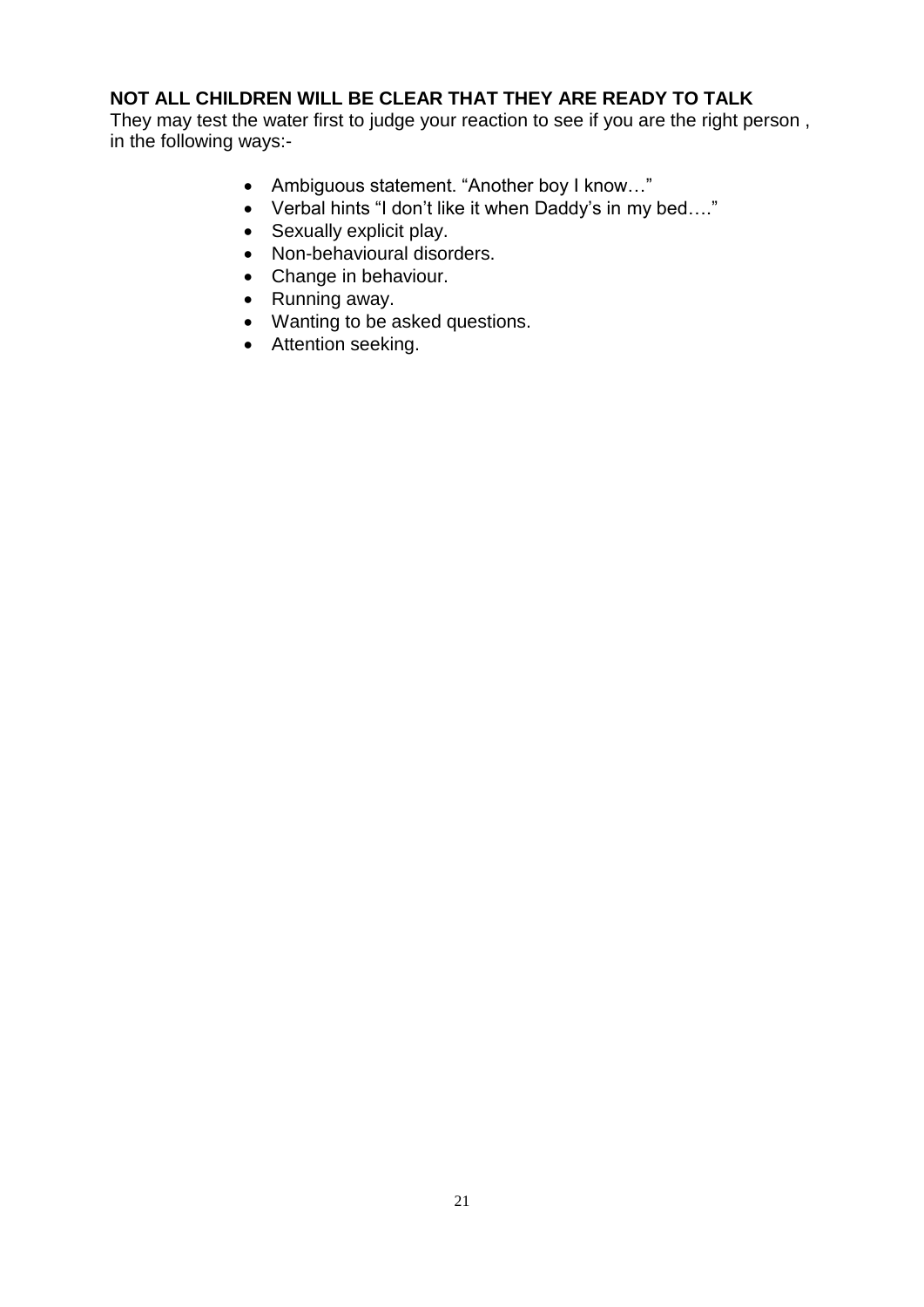**NOT ALL CHILDREN WILL BE CLEAR THAT THEY ARE READY TO TALK**

They may test the water first to judge your reaction to see if you are the right person , in the following ways:-

- Ambiguous statement. "Another boy I know…"
- Verbal hints "I don't like it when Daddy's in my bed…."
- Sexually explicit play.
- Non-behavioural disorders.
- Change in behaviour.
- Running away.
- Wanting to be asked questions.
- Attention seeking.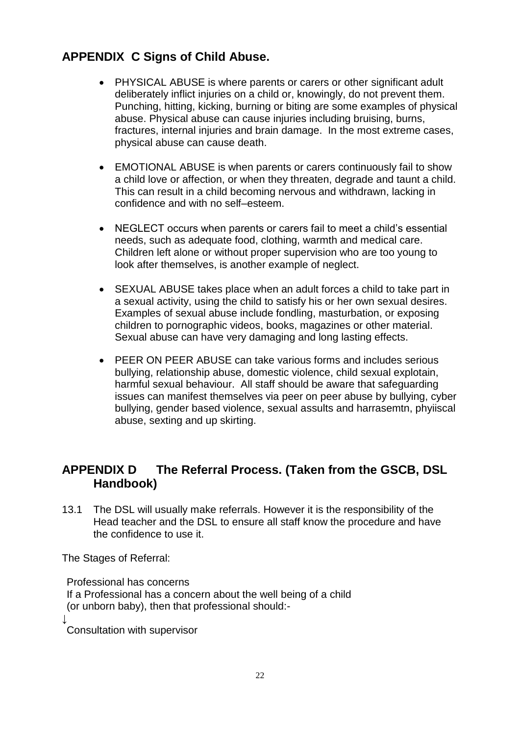## APPENDIX C Signs of Child Abuse.

- PHYSICAL ABUSE is where parents or carers or other significant adult deliberately inflict injuries on a child or, knowingly, do not prevent them. Punching, hitting, kicking, burning or biting are some examples of physical abuse. Physical abuse can cause injuries including bruising, burns, fractures, internal injuries and brain damage. In the most extreme cases, physical abuse can cause death.

- EMOTIONAL ABUSE is when parents or carers continuously fail to show a child love or affection, or when they threaten, degrade and taunt a child. This can result in a child becoming nervous and withdrawn, lacking in confidence and with no self–esteem.

- NEGLECT occurs when parents or carers fail to meet a child's essential needs, such as adequate food, clothing, warmth and medical care. Children left alone or without proper supervision who are too young to look after themselves, is another example of neglect.

- SEXUAL ABUSE takes place when an adult forces a child to take part in a sexual activity, using the child to satisfy his or her own sexual desires. Examples of sexual abuse include fondling, masturbation, or exposing children to pornographic videos, books, magazines or other material. Sexual abuse can have very damaging and long lasting effects.

- PEER ON PEER ABUSE can take various forms and includes serious bullying, relationship abuse, domestic violence, child sexual explotain, harmful sexual behaviour. All staff should be aware that safeguarding issues can manifest themselves via peer on peer abuse by bullying, cyber bullying, gender based violence, sexual assults and harrasemtn, phyiiscal abuse, sexting and up skirting.

## APPENDIX D The Referral Process. (Taken from the GSCB, DSL Handbook)

13.1 The DSL will usually make referrals. However it is the responsibility of the Head teacher and the DSL to ensure all staff know the procedure and have the confidence to use it.

The Stages of Referral:

Professional has concerns
If a Professional has a concern about the well being of a child (or unborn baby), then that professional should:-

↓

Consultation with supervisor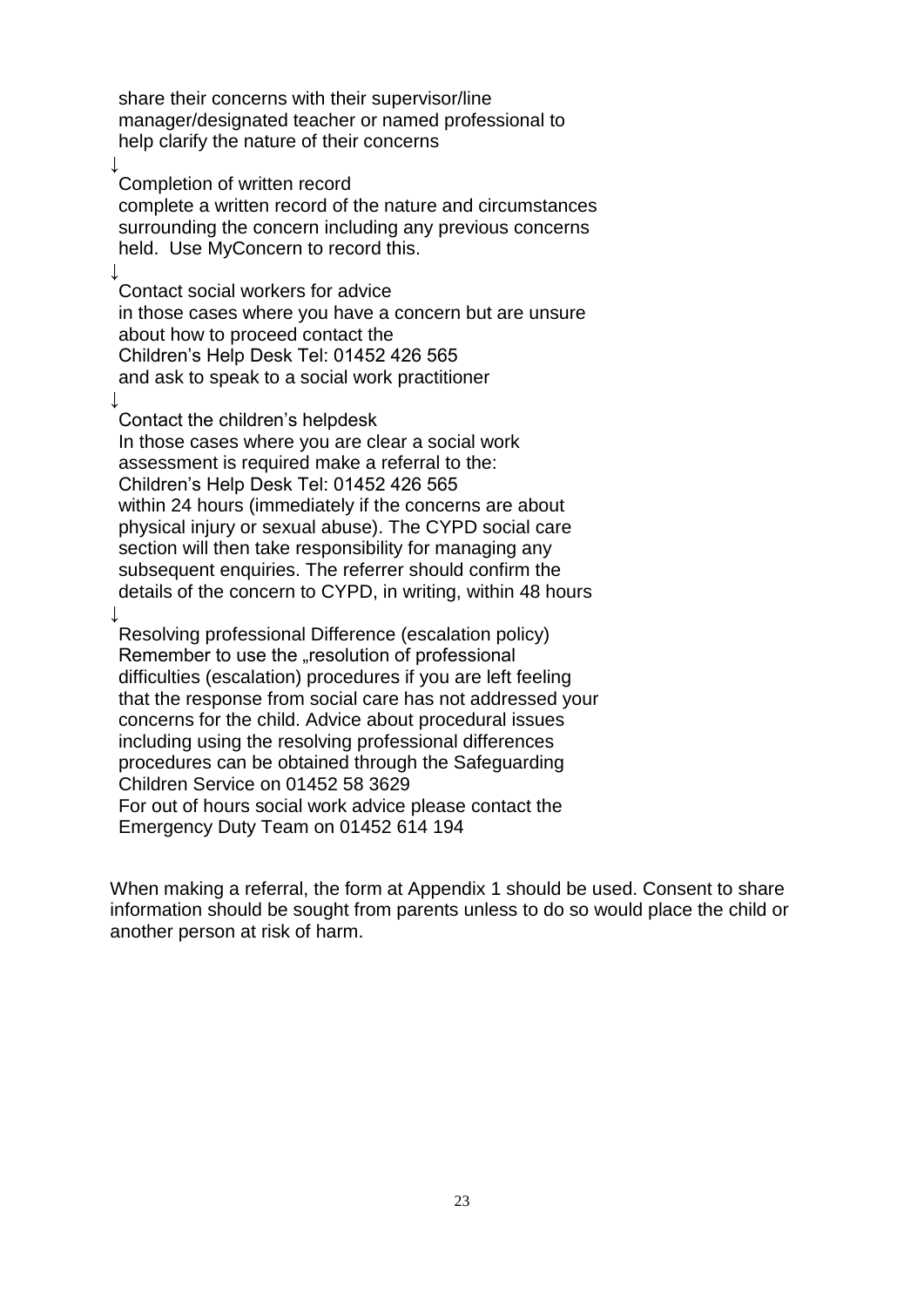share their concerns with their supervisor/line manager/designated teacher or named professional to help clarify the nature of their concerns

↓

Completion of written record

complete a written record of the nature and circumstances surrounding the concern including any previous concerns held.  Use MyConcern to record this.

↓

Contact social workers for advice

in those cases where you have a concern but are unsure about how to proceed contact the

Children's Help Desk Tel: 01452 426 565

and ask to speak to a social work practitioner

↓

Contact the children's helpdesk

In those cases where you are clear a social work assessment is required make a referral to the:

Children's Help Desk Tel: 01452 426 565

within 24 hours (immediately if the concerns are about physical injury or sexual abuse). The CYPD social care section will then take responsibility for managing any subsequent enquiries. The referrer should confirm the details of the concern to CYPD, in writing, within 48 hours

↓

Resolving professional Difference (escalation policy)

Remember to use the „resolution of professional difficulties (escalation) procedures if you are left feeling that the response from social care has not addressed your concerns for the child. Advice about procedural issues including using the resolving professional differences procedures can be obtained through the Safeguarding Children Service on 01452 58 3629

For out of hours social work advice please contact the Emergency Duty Team on 01452 614 194

When making a referral, the form at Appendix 1 should be used. Consent to share information should be sought from parents unless to do so would place the child or another person at risk of harm.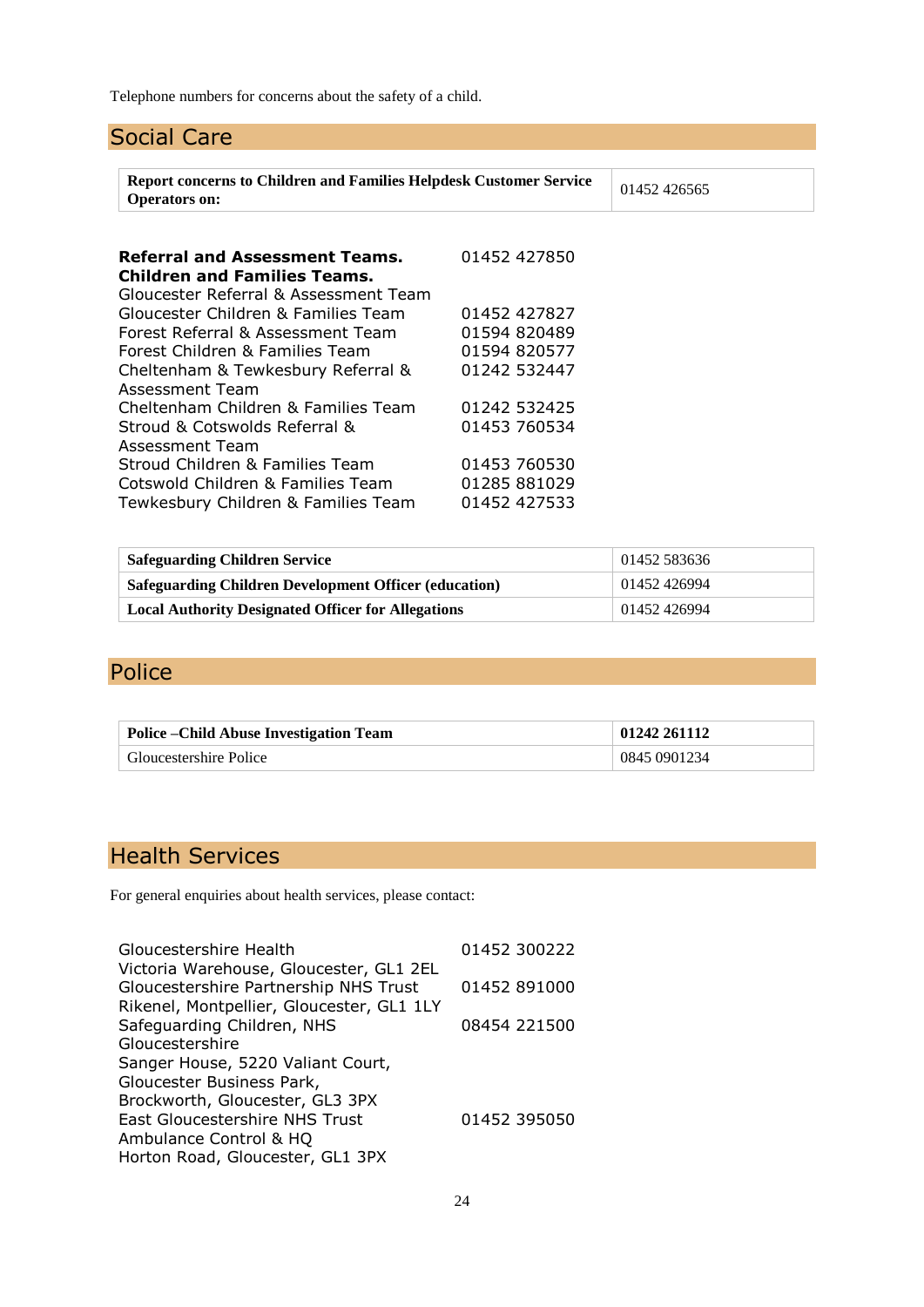Telephone numbers for concerns about the safety of a child.

## Social Care

| **Report concerns to Children and Families Helpdesk Customer Service Operators on:** | 01452 426565 |
|---|---|

| | |
|---|---|
| **Referral and Assessment Teams.** | 01452 427850 |
| **Children and Families Teams.** | |
| Gloucester Referral & Assessment Team | |
| Gloucester Children & Families Team | 01452 427827 |
| Forest Referral & Assessment Team | 01594 820489 |
| Forest Children & Families Team | 01594 820577 |
| Cheltenham & Tewkesbury Referral & Assessment Team | 01242 532447 |
| Cheltenham Children & Families Team | 01242 532425 |
| Stroud & Cotswolds Referral & Assessment Team | 01453 760534 |
| Stroud Children & Families Team | 01453 760530 |
| Cotswold Children & Families Team | 01285 881029 |
| Tewkesbury Children & Families Team | 01452 427533 |

| **Safeguarding Children Service** | 01452 583636 |
|---|---|
| **Safeguarding Children Development Officer (education)** | 01452 426994 |
| **Local Authority Designated Officer for Allegations** | 01452 426994 |

## Police

| **Police –Child Abuse Investigation Team** | **01242 261112** |
|---|---|
| Gloucestershire Police | 0845 0901234 |

## Health Services

For general enquiries about health services, please contact:

| | |
|---|---|
| Gloucestershire Health<br>Victoria Warehouse, Gloucester, GL1 2EL | 01452 300222 |
| Gloucestershire Partnership NHS Trust<br>Rikenel, Montpellier, Gloucester, GL1 1LY | 01452 891000 |
| Safeguarding Children, NHS Gloucestershire<br>Sanger House, 5220 Valiant Court, Gloucester Business Park, Brockworth, Gloucester, GL3 3PX | 08454 221500 |
| East Gloucestershire NHS Trust<br>Ambulance Control & HQ<br>Horton Road, Gloucester, GL1 3PX | 01452 395050 |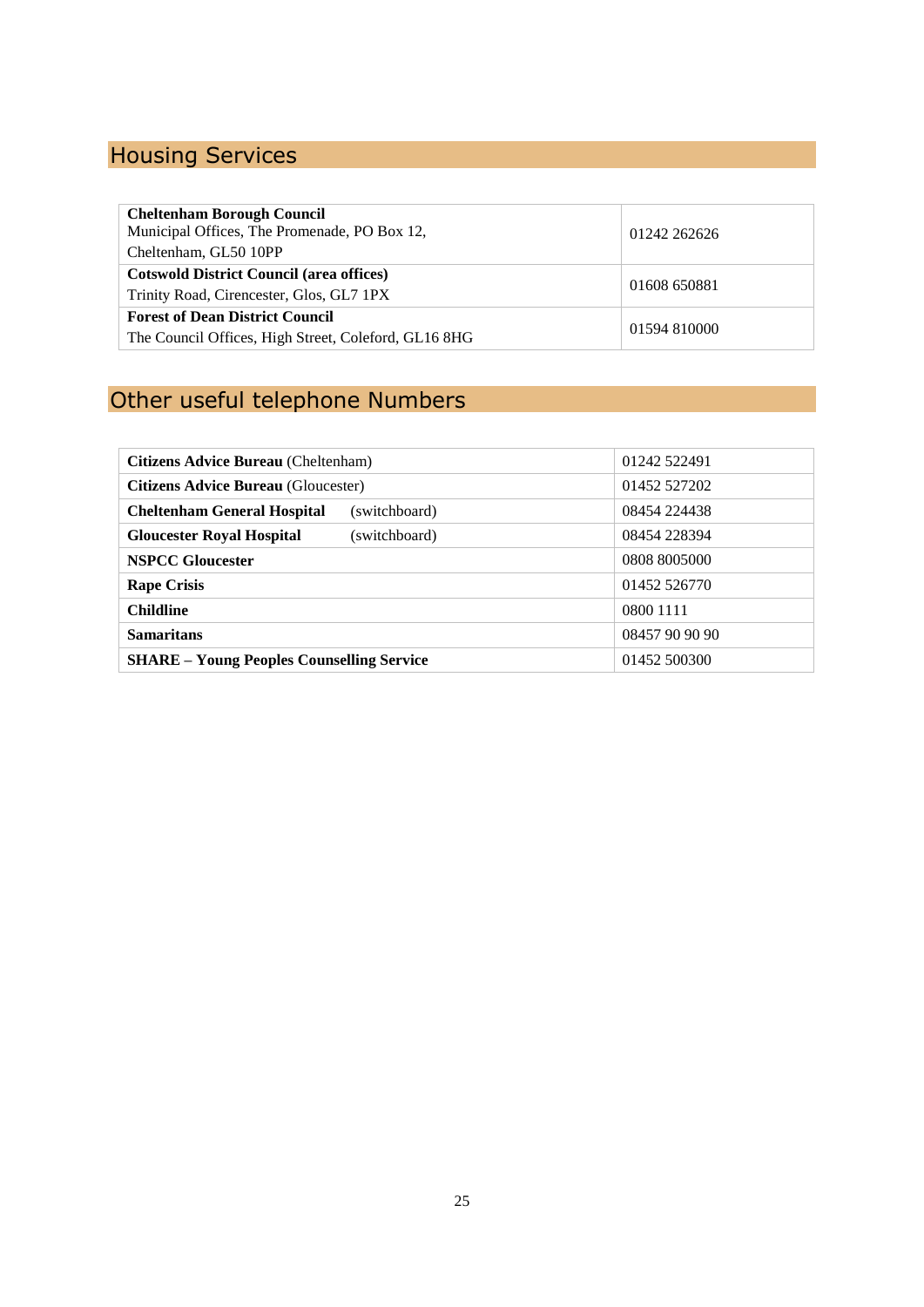## Housing Services

| | |
|---|---|
| **Cheltenham Borough Council**<br>Municipal Offices, The Promenade, PO Box 12,<br>Cheltenham, GL50 10PP | 01242 262626 |
| **Cotswold District Council (area offices)**<br>Trinity Road, Cirencester, Glos, GL7 1PX | 01608 650881 |
| **Forest of Dean District Council**<br>The Council Offices, High Street, Coleford, GL16 8HG | 01594 810000 |

## Other useful telephone Numbers

| | |
|---|---|
| **Citizens Advice Bureau** (Cheltenham) | 01242 522491 |
| **Citizens Advice Bureau** (Gloucester) | 01452 527202 |
| **Cheltenham General Hospital** (switchboard) | 08454 224438 |
| **Gloucester Royal Hospital** (switchboard) | 08454 228394 |
| **NSPCC Gloucester** | 0808 8005000 |
| **Rape Crisis** | 01452 526770 |
| **Childline** | 0800 1111 |
| **Samaritans** | 08457 90 90 90 |
| **SHARE – Young Peoples Counselling Service** | 01452 500300 |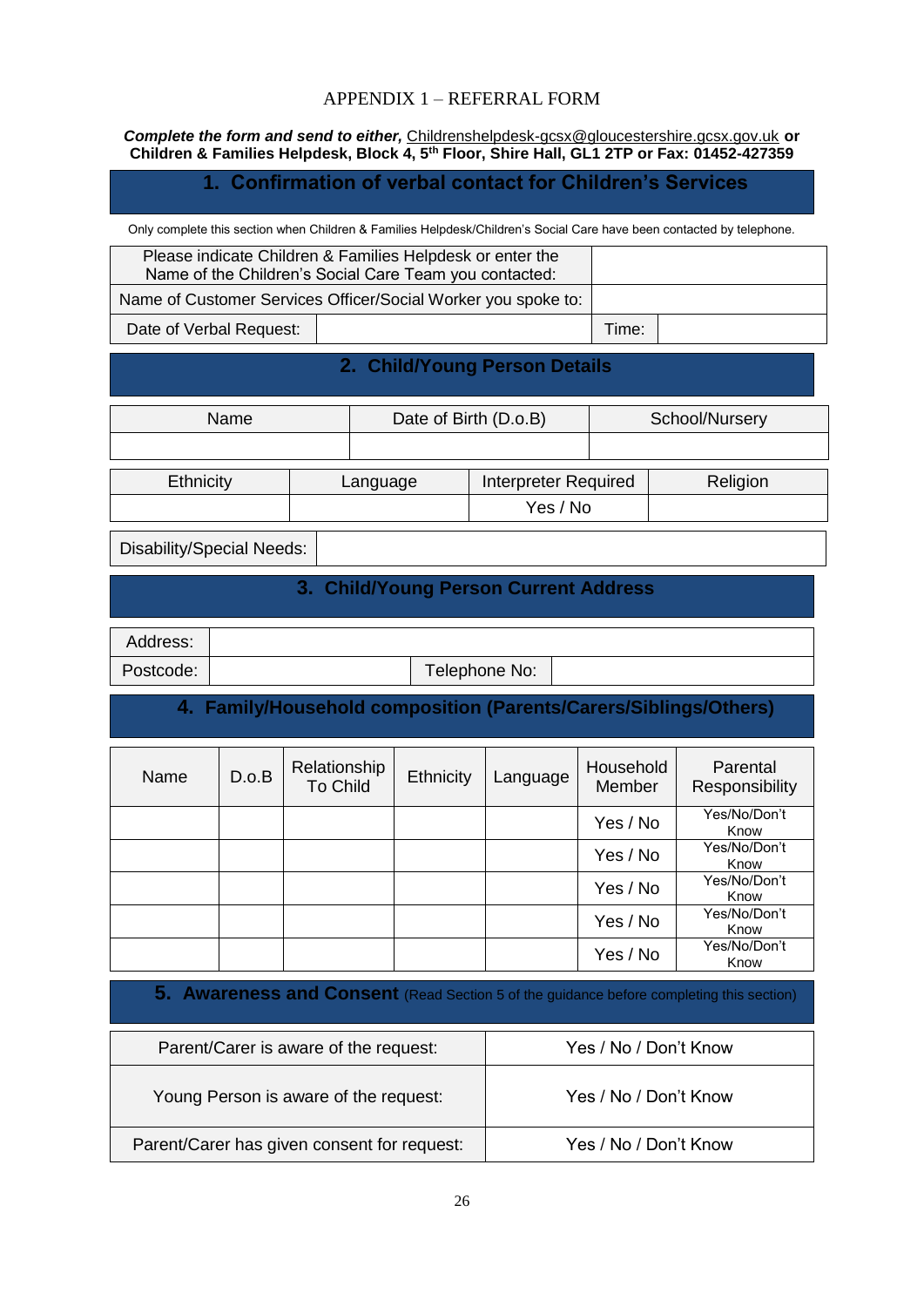APPENDIX 1 – REFERRAL FORM

***Complete the form and send to either,*** **Childrenshelpdesk-gcsx@gloucestershire.gcsx.gov.uk or Children & Families Helpdesk, Block 4, 5th Floor, Shire Hall, GL1 2TP or Fax: 01452-427359**

## 1. Confirmation of verbal contact for Children's Services

Only complete this section when Children & Families Helpdesk/Children's Social Care have been contacted by telephone.

| Please indicate Children & Families Helpdesk or enter the Name of the Children's Social Care Team you contacted: | | | |
|---|---|---|---|
| Name of Customer Services Officer/Social Worker you spoke to: | | | |
| Date of Verbal Request: | | Time: | |

## 2. Child/Young Person Details

| Name | Date of Birth (D.o.B) | School/Nursery |
|---|---|---|
| | | |

| Ethnicity | Language | Interpreter Required | Religion |
|---|---|---|---|
| | | Yes / No | |

| Disability/Special Needs: | |
|---|---|

## 3. Child/Young Person Current Address

| Address: | | | |
|---|---|---|---|
| Postcode: | | Telephone No: | |

## 4. Family/Household composition (Parents/Carers/Siblings/Others)

| Name | D.o.B | Relationship To Child | Ethnicity | Language | Household Member | Parental Responsibility |
|---|---|---|---|---|---|---|
| | | | | | Yes / No | Yes/No/Don't Know |
| | | | | | Yes / No | Yes/No/Don't Know |
| | | | | | Yes / No | Yes/No/Don't Know |
| | | | | | Yes / No | Yes/No/Don't Know |
| | | | | | Yes / No | Yes/No/Don't Know |

## 5. Awareness and Consent (Read Section 5 of the guidance before completing this section)

| Parent/Carer is aware of the request: | Yes / No / Don't Know |
|---|---|
| Young Person is aware of the request: | Yes / No / Don't Know |
| Parent/Carer has given consent for request: | Yes / No / Don't Know |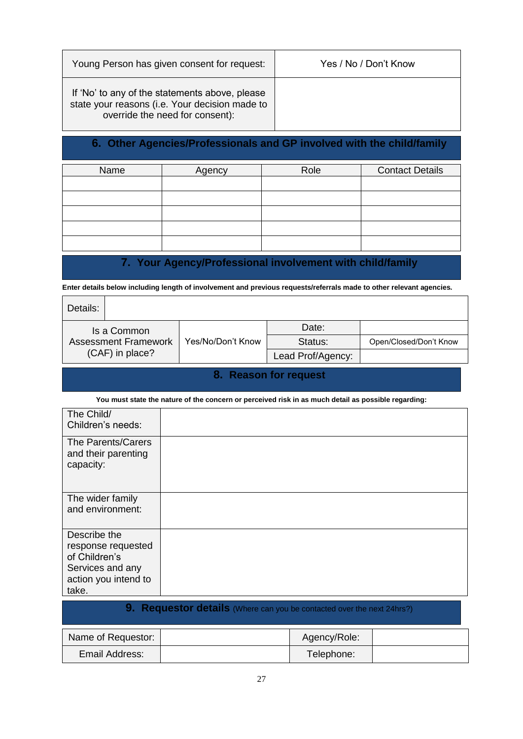| Young Person has given consent for request: | Yes / No / Don't Know |
|---|---|
| If 'No' to any of the statements above, please state your reasons (i.e. Your decision made to override the need for consent): | |

## 6. Other Agencies/Professionals and GP involved with the child/family

| Name | Agency | Role | Contact Details |
|---|---|---|---|
| | | | |
| | | | |
| | | | |
| | | | |
| | | | |

## 7. Your Agency/Professional involvement with child/family

**Enter details below including length of involvement and previous requests/referrals made to other relevant agencies.**

| Details: | | | |
|---|---|---|---|
| Is a Common Assessment Framework (CAF) in place? | Yes/No/Don't Know | Date: | |
| | | Status: | Open/Closed/Don't Know |
| | | Lead Prof/Agency: | |

## 8. Reason for request

**You must state the nature of the concern or perceived risk in as much detail as possible regarding:**

| | |
|---|---|
| The Child/ Children's needs: | |
| The Parents/Carers and their parenting capacity: | |
| The wider family and environment: | |
| Describe the response requested of Children's Services and any action you intend to take. | |

## 9. Requestor details (Where can you be contacted over the next 24hrs?)

| Name of Requestor: | | Agency/Role: | |
|---|---|---|---|
| Email Address: | | Telephone: | |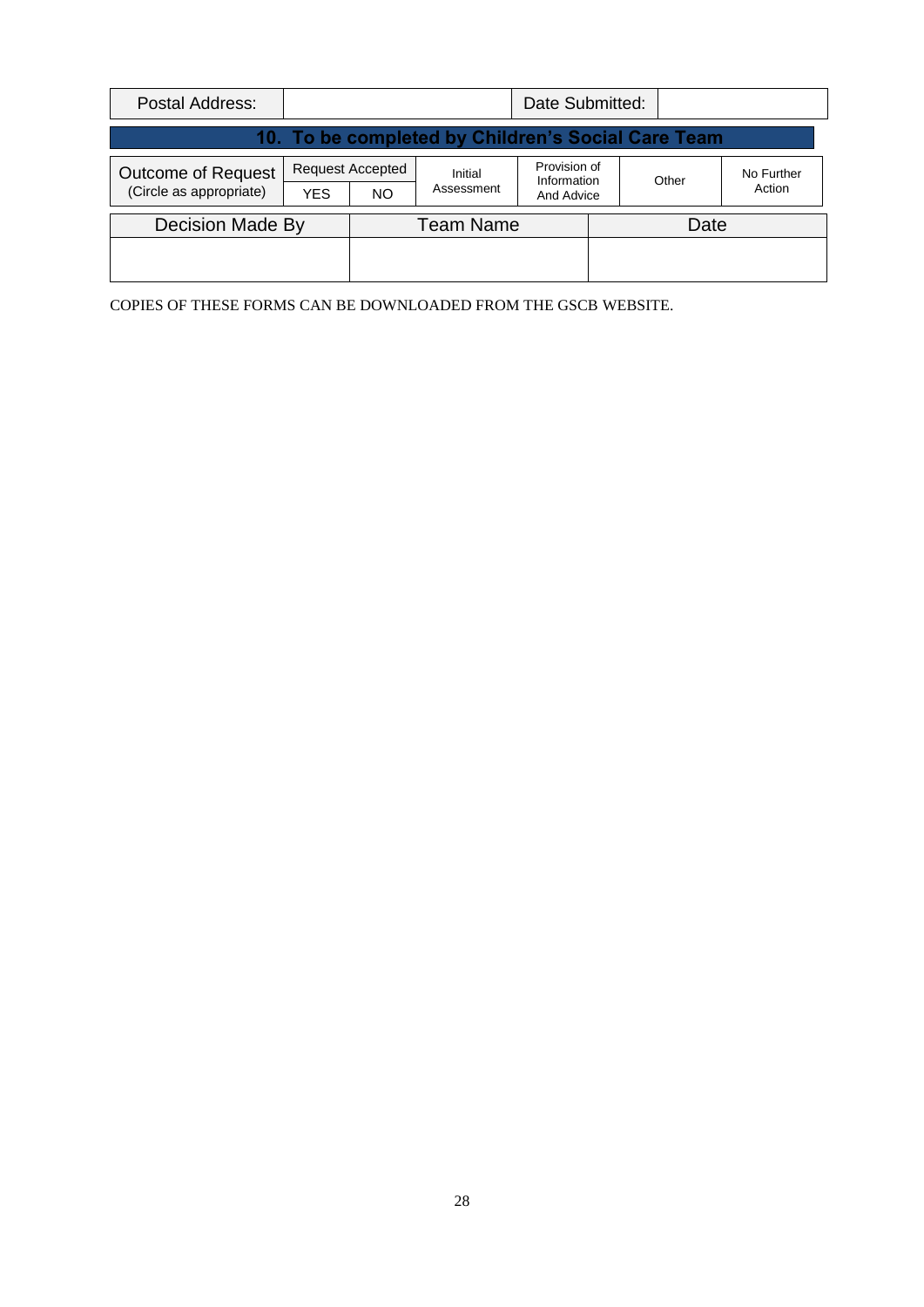| Postal Address: | | Date Submitted: | |
|---|---|---|---|

## 10. To be completed by Children's Social Care Team

| Outcome of Request (Circle as appropriate) | Request Accepted | | Initial Assessment | Provision of Information And Advice | Other | No Further Action |
|---|---|---|---|---|---|---|
| | YES | NO | | | | |

| Decision Made By | Team Name | Date |
|---|---|---|
| | | |

COPIES OF THESE FORMS CAN BE DOWNLOADED FROM THE GSCB WEBSITE.